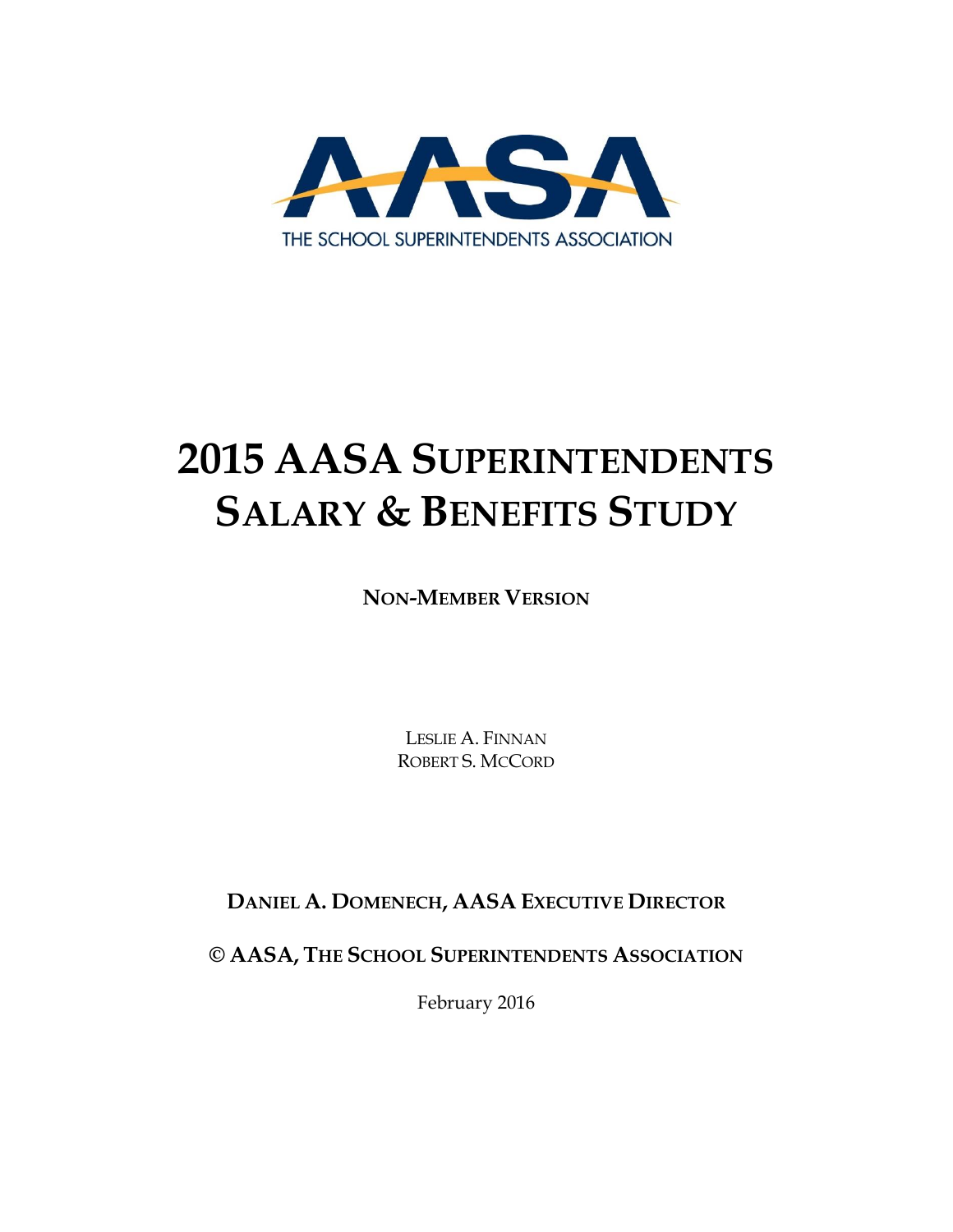AASA

THE SCHOOL SUPERINTENDENTS ASSOCIATION

# 2015 AASA Superintendents Salary & Benefits Study

**Non-Member Version**

Leslie A. Finnan
Robert S. McCord

**Daniel A. Domenech, AASA Executive Director**

**© AASA, The School Superintendents Association**

February 2016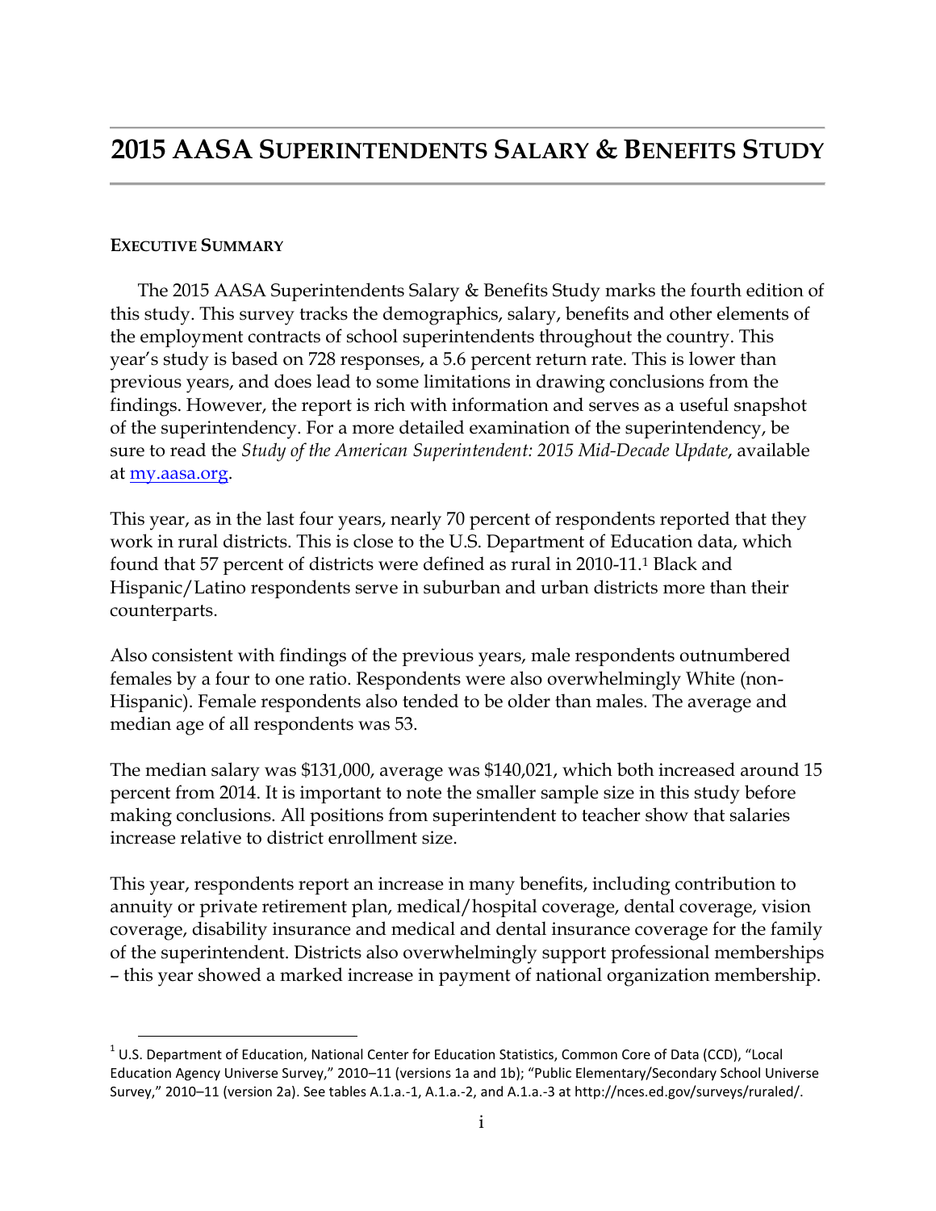# 2015 AASA SUPERINTENDENTS SALARY & BENEFITS STUDY

## EXECUTIVE SUMMARY

The 2015 AASA Superintendents Salary & Benefits Study marks the fourth edition of this study. This survey tracks the demographics, salary, benefits and other elements of the employment contracts of school superintendents throughout the country. This year's study is based on 728 responses, a 5.6 percent return rate. This is lower than previous years, and does lead to some limitations in drawing conclusions from the findings. However, the report is rich with information and serves as a useful snapshot of the superintendency. For a more detailed examination of the superintendency, be sure to read the *Study of the American Superintendent: 2015 Mid-Decade Update*, available at my.aasa.org.

This year, as in the last four years, nearly 70 percent of respondents reported that they work in rural districts. This is close to the U.S. Department of Education data, which found that 57 percent of districts were defined as rural in 2010-11.[1] Black and Hispanic/Latino respondents serve in suburban and urban districts more than their counterparts.

Also consistent with findings of the previous years, male respondents outnumbered females by a four to one ratio. Respondents were also overwhelmingly White (non-Hispanic). Female respondents also tended to be older than males. The average and median age of all respondents was 53.

The median salary was $131,000, average was $140,021, which both increased around 15 percent from 2014. It is important to note the smaller sample size in this study before making conclusions. All positions from superintendent to teacher show that salaries increase relative to district enrollment size.

This year, respondents report an increase in many benefits, including contribution to annuity or private retirement plan, medical/hospital coverage, dental coverage, vision coverage, disability insurance and medical and dental insurance coverage for the family of the superintendent. Districts also overwhelmingly support professional memberships – this year showed a marked increase in payment of national organization membership.

[1] U.S. Department of Education, National Center for Education Statistics, Common Core of Data (CCD), "Local Education Agency Universe Survey," 2010–11 (versions 1a and 1b); "Public Elementary/Secondary School Universe Survey," 2010–11 (version 2a). See tables A.1.a.-1, A.1.a.-2, and A.1.a.-3 at http://nces.ed.gov/surveys/ruraled/.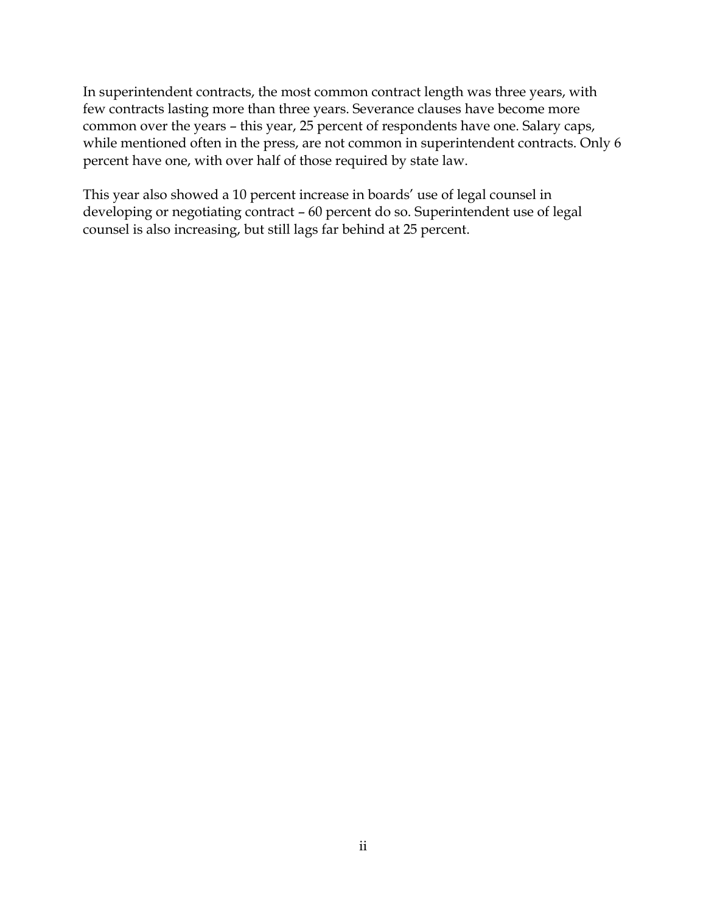In superintendent contracts, the most common contract length was three years, with few contracts lasting more than three years. Severance clauses have become more common over the years – this year, 25 percent of respondents have one. Salary caps, while mentioned often in the press, are not common in superintendent contracts. Only 6 percent have one, with over half of those required by state law.

This year also showed a 10 percent increase in boards' use of legal counsel in developing or negotiating contract – 60 percent do so. Superintendent use of legal counsel is also increasing, but still lags far behind at 25 percent.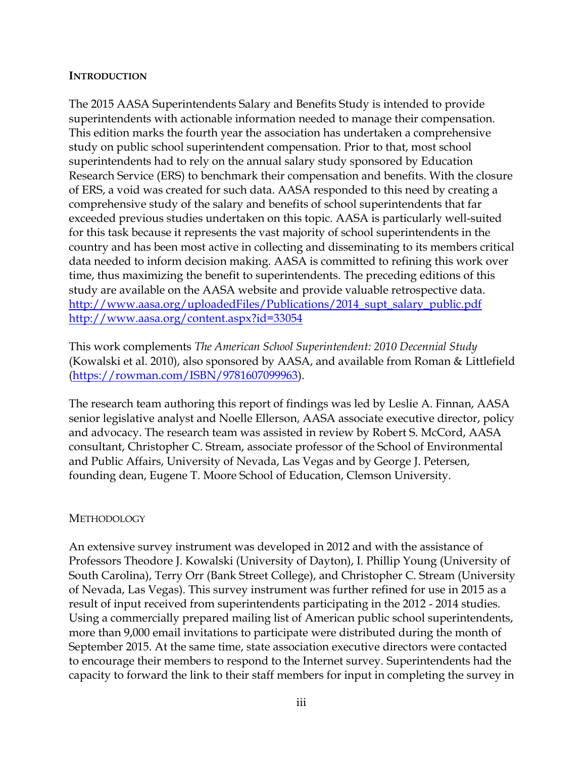## INTRODUCTION

The 2015 AASA Superintendents Salary and Benefits Study is intended to provide superintendents with actionable information needed to manage their compensation. This edition marks the fourth year the association has undertaken a comprehensive study on public school superintendent compensation. Prior to that, most school superintendents had to rely on the annual salary study sponsored by Education Research Service (ERS) to benchmark their compensation and benefits. With the closure of ERS, a void was created for such data. AASA responded to this need by creating a comprehensive study of the salary and benefits of school superintendents that far exceeded previous studies undertaken on this topic. AASA is particularly well-suited for this task because it represents the vast majority of school superintendents in the country and has been most active in collecting and disseminating to its members critical data needed to inform decision making. AASA is committed to refining this work over time, thus maximizing the benefit to superintendents. The preceding editions of this study are available on the AASA website and provide valuable retrospective data.
[http://www.aasa.org/uploadedFiles/Publications/2014_supt_salary_public.pdf](http://www.aasa.org/uploadedFiles/Publications/2014_supt_salary_public.pdf)
[http://www.aasa.org/content.aspx?id=33054](http://www.aasa.org/content.aspx?id=33054)

This work complements *The American School Superintendent: 2010 Decennial Study* (Kowalski et al. 2010), also sponsored by AASA, and available from Roman & Littlefield ([https://rowman.com/ISBN/9781607099963](https://rowman.com/ISBN/9781607099963)).

The research team authoring this report of findings was led by Leslie A. Finnan, AASA senior legislative analyst and Noelle Ellerson, AASA associate executive director, policy and advocacy. The research team was assisted in review by Robert S. McCord, AASA consultant, Christopher C. Stream, associate professor of the School of Environmental and Public Affairs, University of Nevada, Las Vegas and by George J. Petersen, founding dean, Eugene T. Moore School of Education, Clemson University.

## METHODOLOGY

An extensive survey instrument was developed in 2012 and with the assistance of Professors Theodore J. Kowalski (University of Dayton), I. Phillip Young (University of South Carolina), Terry Orr (Bank Street College), and Christopher C. Stream (University of Nevada, Las Vegas). This survey instrument was further refined for use in 2015 as a result of input received from superintendents participating in the 2012 - 2014 studies. Using a commercially prepared mailing list of American public school superintendents, more than 9,000 email invitations to participate were distributed during the month of September 2015. At the same time, state association executive directors were contacted to encourage their members to respond to the Internet survey. Superintendents had the capacity to forward the link to their staff members for input in completing the survey in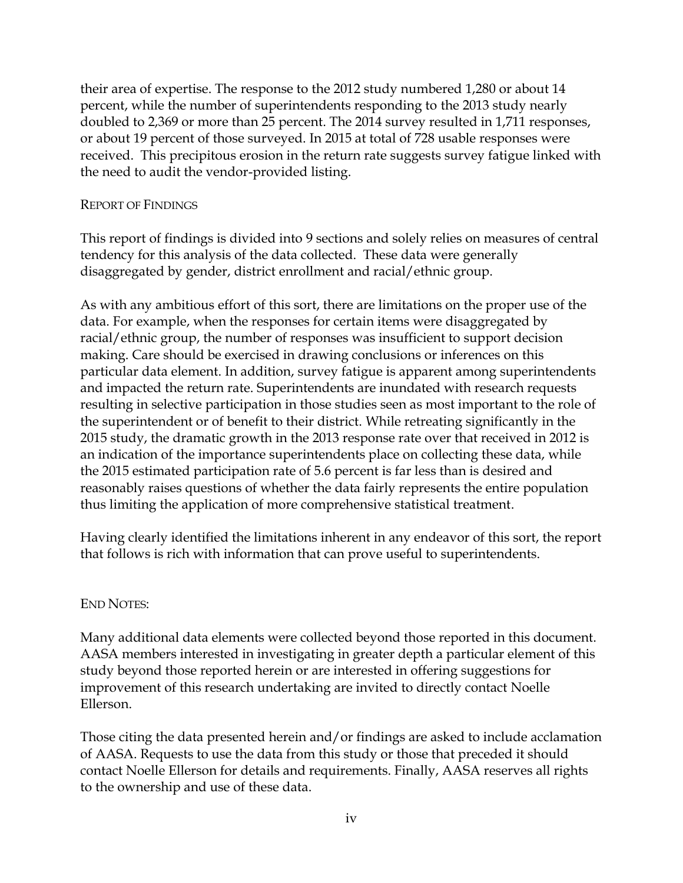their area of expertise. The response to the 2012 study numbered 1,280 or about 14 percent, while the number of superintendents responding to the 2013 study nearly doubled to 2,369 or more than 25 percent. The 2014 survey resulted in 1,711 responses, or about 19 percent of those surveyed. In 2015 at total of 728 usable responses were received. This precipitous erosion in the return rate suggests survey fatigue linked with the need to audit the vendor-provided listing.

## Report of Findings

This report of findings is divided into 9 sections and solely relies on measures of central tendency for this analysis of the data collected. These data were generally disaggregated by gender, district enrollment and racial/ethnic group.

As with any ambitious effort of this sort, there are limitations on the proper use of the data. For example, when the responses for certain items were disaggregated by racial/ethnic group, the number of responses was insufficient to support decision making. Care should be exercised in drawing conclusions or inferences on this particular data element. In addition, survey fatigue is apparent among superintendents and impacted the return rate. Superintendents are inundated with research requests resulting in selective participation in those studies seen as most important to the role of the superintendent or of benefit to their district. While retreating significantly in the 2015 study, the dramatic growth in the 2013 response rate over that received in 2012 is an indication of the importance superintendents place on collecting these data, while the 2015 estimated participation rate of 5.6 percent is far less than is desired and reasonably raises questions of whether the data fairly represents the entire population thus limiting the application of more comprehensive statistical treatment.

Having clearly identified the limitations inherent in any endeavor of this sort, the report that follows is rich with information that can prove useful to superintendents.

## End Notes:

Many additional data elements were collected beyond those reported in this document. AASA members interested in investigating in greater depth a particular element of this study beyond those reported herein or are interested in offering suggestions for improvement of this research undertaking are invited to directly contact Noelle Ellerson.

Those citing the data presented herein and/or findings are asked to include acclamation of AASA. Requests to use the data from this study or those that preceded it should contact Noelle Ellerson for details and requirements. Finally, AASA reserves all rights to the ownership and use of these data.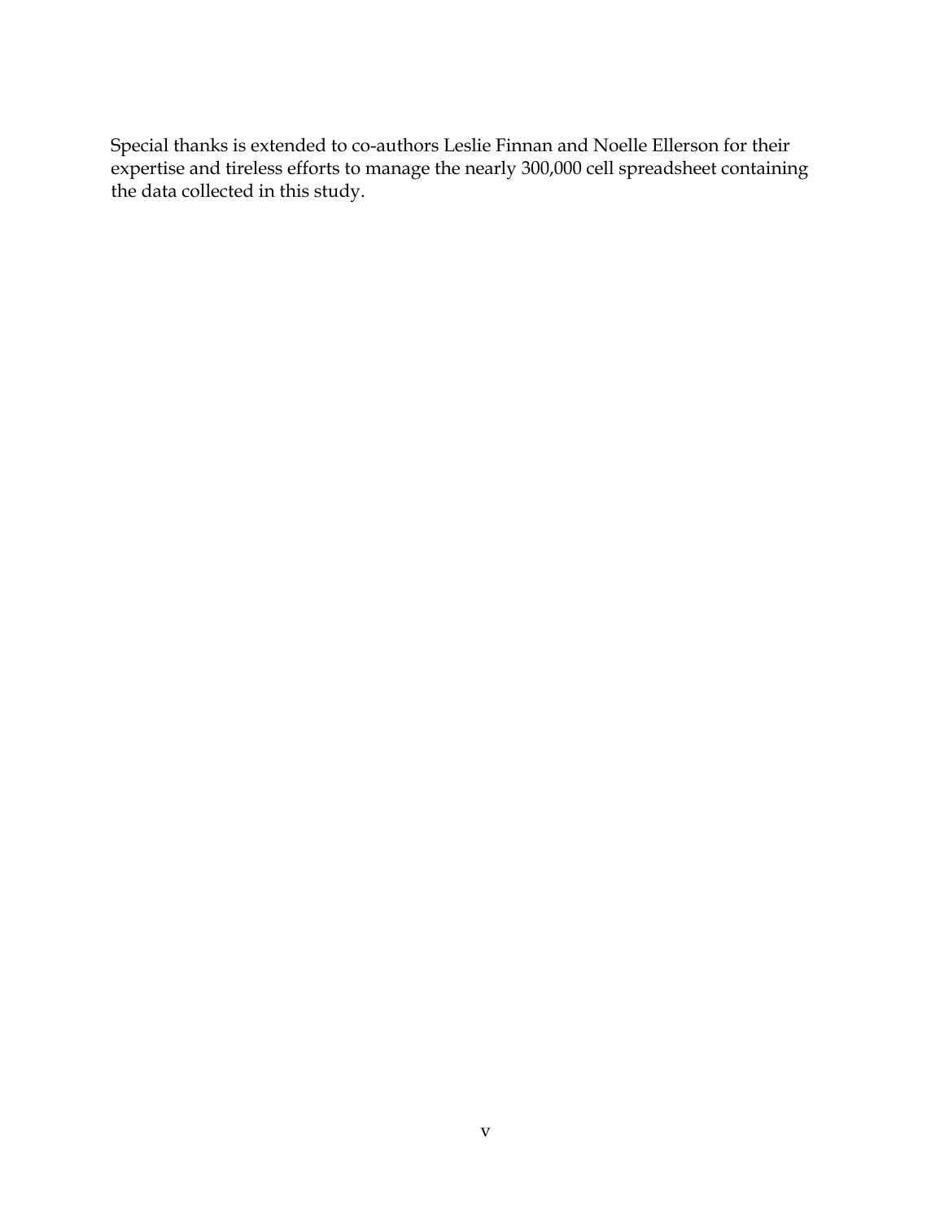Special thanks is extended to co-authors Leslie Finnan and Noelle Ellerson for their expertise and tireless efforts to manage the nearly 300,000 cell spreadsheet containing the data collected in this study.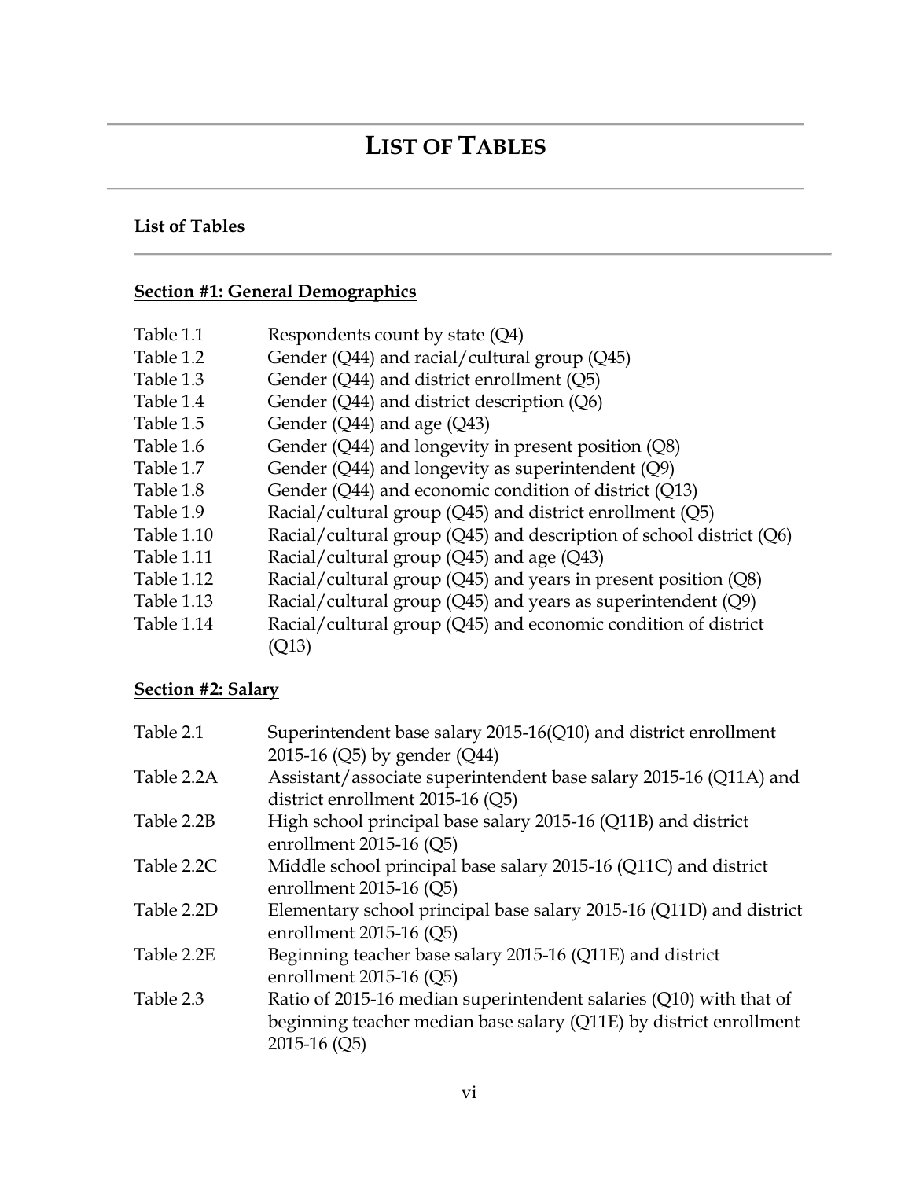# LIST OF TABLES

### List of Tables

---

**Section #1: General Demographics**

| | |
|---|---|
| Table 1.1 | Respondents count by state (Q4) |
| Table 1.2 | Gender (Q44) and racial/cultural group (Q45) |
| Table 1.3 | Gender (Q44) and district enrollment (Q5) |
| Table 1.4 | Gender (Q44) and district description (Q6) |
| Table 1.5 | Gender (Q44) and age (Q43) |
| Table 1.6 | Gender (Q44) and longevity in present position (Q8) |
| Table 1.7 | Gender (Q44) and longevity as superintendent (Q9) |
| Table 1.8 | Gender (Q44) and economic condition of district (Q13) |
| Table 1.9 | Racial/cultural group (Q45) and district enrollment (Q5) |
| Table 1.10 | Racial/cultural group (Q45) and description of school district (Q6) |
| Table 1.11 | Racial/cultural group (Q45) and age (Q43) |
| Table 1.12 | Racial/cultural group (Q45) and years in present position (Q8) |
| Table 1.13 | Racial/cultural group (Q45) and years as superintendent (Q9) |
| Table 1.14 | Racial/cultural group (Q45) and economic condition of district (Q13) |

**Section #2: Salary**

| | |
|---|---|
| Table 2.1 | Superintendent base salary 2015-16(Q10) and district enrollment 2015-16 (Q5) by gender (Q44) |
| Table 2.2A | Assistant/associate superintendent base salary 2015-16 (Q11A) and district enrollment 2015-16 (Q5) |
| Table 2.2B | High school principal base salary 2015-16 (Q11B) and district enrollment 2015-16 (Q5) |
| Table 2.2C | Middle school principal base salary 2015-16 (Q11C) and district enrollment 2015-16 (Q5) |
| Table 2.2D | Elementary school principal base salary 2015-16 (Q11D) and district enrollment 2015-16 (Q5) |
| Table 2.2E | Beginning teacher base salary 2015-16 (Q11E) and district enrollment 2015-16 (Q5) |
| Table 2.3 | Ratio of 2015-16 median superintendent salaries (Q10) with that of beginning teacher median base salary (Q11E) by district enrollment 2015-16 (Q5) |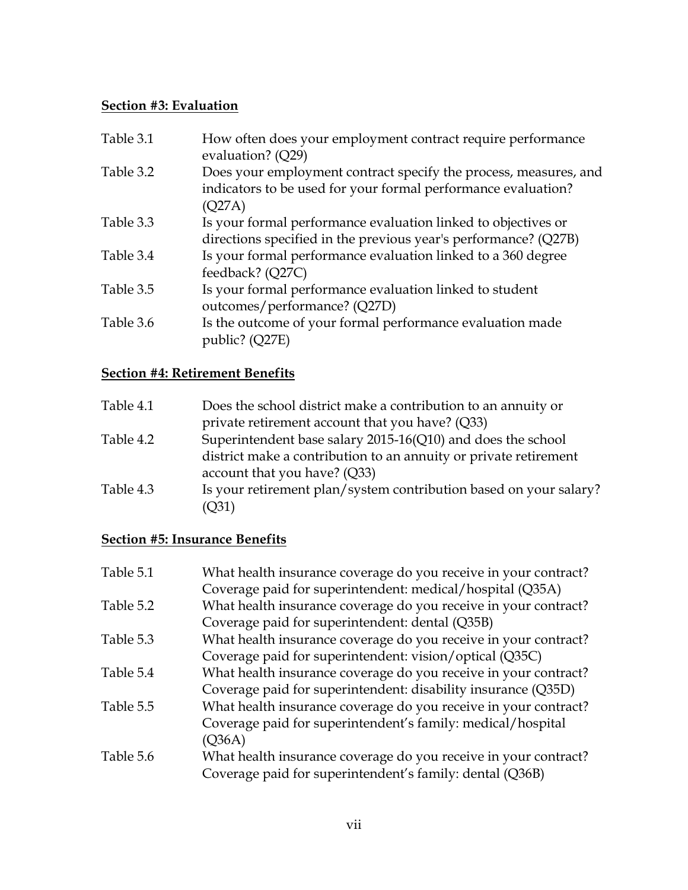**Section #3: Evaluation**

| | |
|---|---|
| Table 3.1 | How often does your employment contract require performance evaluation? (Q29) |
| Table 3.2 | Does your employment contract specify the process, measures, and indicators to be used for your formal performance evaluation? (Q27A) |
| Table 3.3 | Is your formal performance evaluation linked to objectives or directions specified in the previous year's performance? (Q27B) |
| Table 3.4 | Is your formal performance evaluation linked to a 360 degree feedback? (Q27C) |
| Table 3.5 | Is your formal performance evaluation linked to student outcomes/performance? (Q27D) |
| Table 3.6 | Is the outcome of your formal performance evaluation made public? (Q27E) |

**Section #4: Retirement Benefits**

| | |
|---|---|
| Table 4.1 | Does the school district make a contribution to an annuity or private retirement account that you have? (Q33) |
| Table 4.2 | Superintendent base salary 2015-16(Q10) and does the school district make a contribution to an annuity or private retirement account that you have? (Q33) |
| Table 4.3 | Is your retirement plan/system contribution based on your salary? (Q31) |

**Section #5: Insurance Benefits**

| | |
|---|---|
| Table 5.1 | What health insurance coverage do you receive in your contract? Coverage paid for superintendent: medical/hospital (Q35A) |
| Table 5.2 | What health insurance coverage do you receive in your contract? Coverage paid for superintendent: dental (Q35B) |
| Table 5.3 | What health insurance coverage do you receive in your contract? Coverage paid for superintendent: vision/optical (Q35C) |
| Table 5.4 | What health insurance coverage do you receive in your contract? Coverage paid for superintendent: disability insurance (Q35D) |
| Table 5.5 | What health insurance coverage do you receive in your contract? Coverage paid for superintendent's family: medical/hospital (Q36A) |
| Table 5.6 | What health insurance coverage do you receive in your contract? Coverage paid for superintendent's family: dental (Q36B) |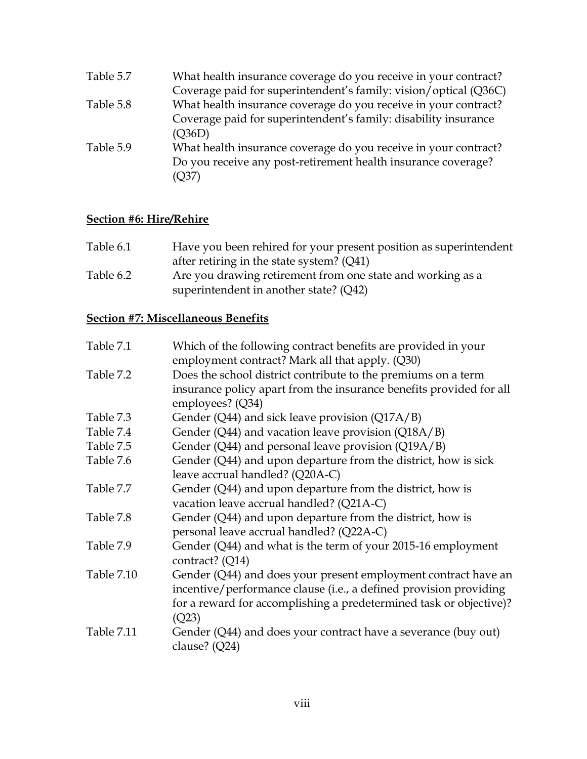| | |
|---|---|
| Table 5.7 | What health insurance coverage do you receive in your contract? Coverage paid for superintendent's family: vision/optical (Q36C) |
| Table 5.8 | What health insurance coverage do you receive in your contract? Coverage paid for superintendent's family: disability insurance (Q36D) |
| Table 5.9 | What health insurance coverage do you receive in your contract? Do you receive any post-retirement health insurance coverage? (Q37) |

**Section #6: Hire/Rehire**

| | |
|---|---|
| Table 6.1 | Have you been rehired for your present position as superintendent after retiring in the state system? (Q41) |
| Table 6.2 | Are you drawing retirement from one state and working as a superintendent in another state? (Q42) |

**Section #7: Miscellaneous Benefits**

| | |
|---|---|
| Table 7.1 | Which of the following contract benefits are provided in your employment contract? Mark all that apply. (Q30) |
| Table 7.2 | Does the school district contribute to the premiums on a term insurance policy apart from the insurance benefits provided for all employees? (Q34) |
| Table 7.3 | Gender (Q44) and sick leave provision (Q17A/B) |
| Table 7.4 | Gender (Q44) and vacation leave provision (Q18A/B) |
| Table 7.5 | Gender (Q44) and personal leave provision (Q19A/B) |
| Table 7.6 | Gender (Q44) and upon departure from the district, how is sick leave accrual handled? (Q20A-C) |
| Table 7.7 | Gender (Q44) and upon departure from the district, how is vacation leave accrual handled? (Q21A-C) |
| Table 7.8 | Gender (Q44) and upon departure from the district, how is personal leave accrual handled? (Q22A-C) |
| Table 7.9 | Gender (Q44) and what is the term of your 2015-16 employment contract? (Q14) |
| Table 7.10 | Gender (Q44) and does your present employment contract have an incentive/performance clause (i.e., a defined provision providing for a reward for accomplishing a predetermined task or objective)? (Q23) |
| Table 7.11 | Gender (Q44) and does your contract have a severance (buy out) clause? (Q24) |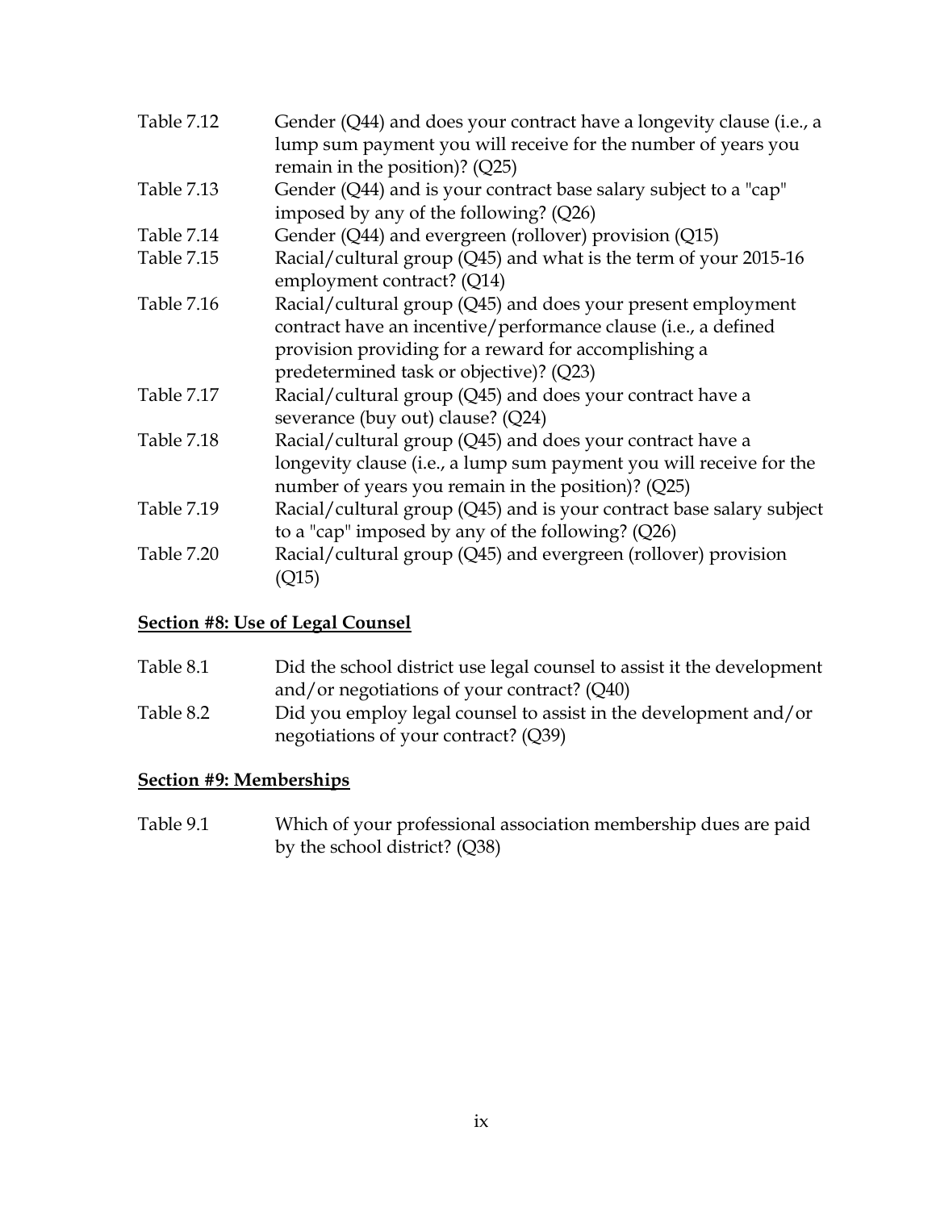| | |
|---|---|
| Table 7.12 | Gender (Q44) and does your contract have a longevity clause (i.e., a lump sum payment you will receive for the number of years you remain in the position)? (Q25) |
| Table 7.13 | Gender (Q44) and is your contract base salary subject to a "cap" imposed by any of the following? (Q26) |
| Table 7.14 | Gender (Q44) and evergreen (rollover) provision (Q15) |
| Table 7.15 | Racial/cultural group (Q45) and what is the term of your 2015-16 employment contract? (Q14) |
| Table 7.16 | Racial/cultural group (Q45) and does your present employment contract have an incentive/performance clause (i.e., a defined provision providing for a reward for accomplishing a predetermined task or objective)? (Q23) |
| Table 7.17 | Racial/cultural group (Q45) and does your contract have a severance (buy out) clause? (Q24) |
| Table 7.18 | Racial/cultural group (Q45) and does your contract have a longevity clause (i.e., a lump sum payment you will receive for the number of years you remain in the position)? (Q25) |
| Table 7.19 | Racial/cultural group (Q45) and is your contract base salary subject to a "cap" imposed by any of the following? (Q26) |
| Table 7.20 | Racial/cultural group (Q45) and evergreen (rollover) provision (Q15) |

## **Section #8: Use of Legal Counsel**

| | |
|---|---|
| Table 8.1 | Did the school district use legal counsel to assist it the development and/or negotiations of your contract? (Q40) |
| Table 8.2 | Did you employ legal counsel to assist in the development and/or negotiations of your contract? (Q39) |

## **Section #9: Memberships**

| | |
|---|---|
| Table 9.1 | Which of your professional association membership dues are paid by the school district? (Q38) |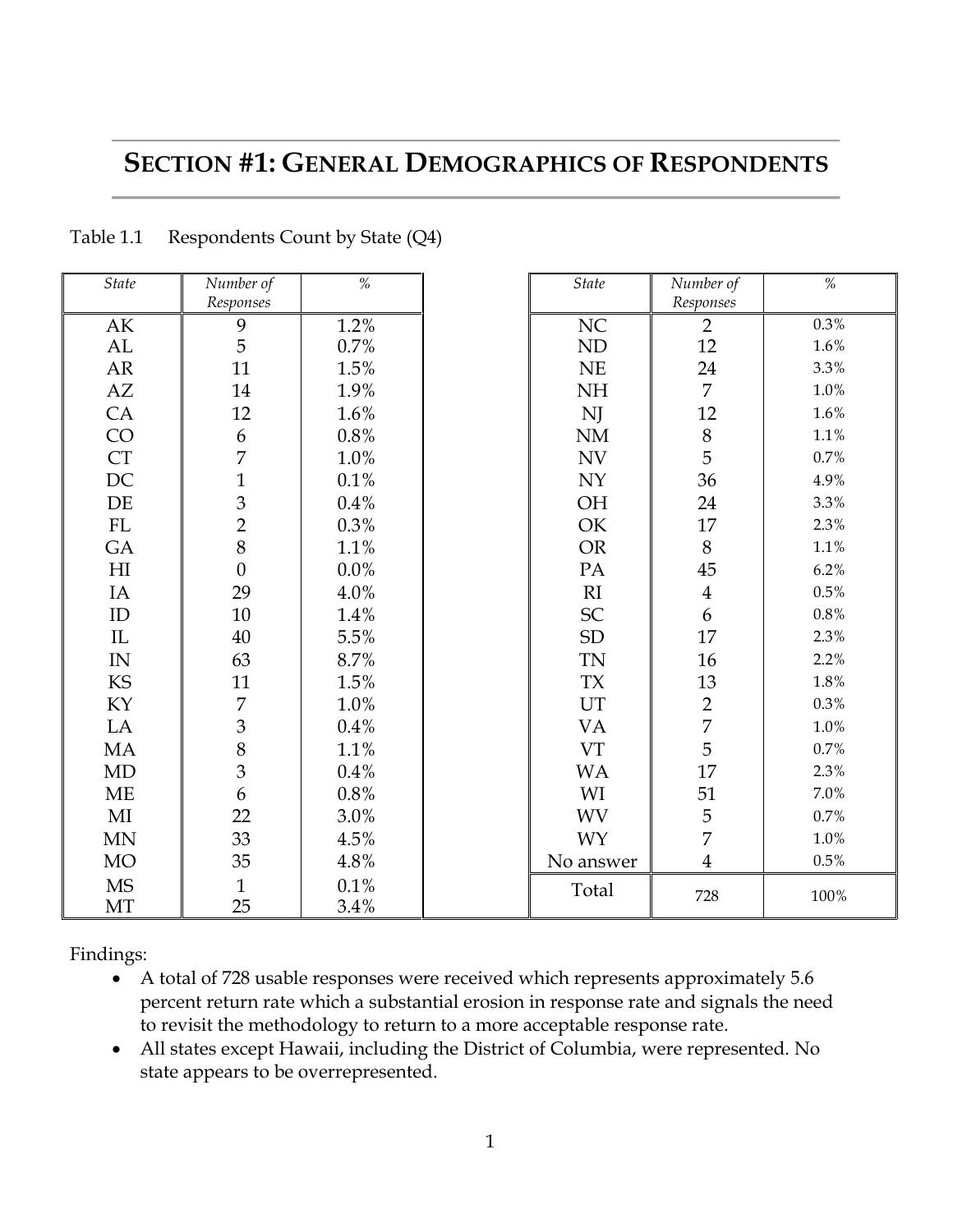# SECTION #1: GENERAL DEMOGRAPHICS OF RESPONDENTS

Table 1.1 Respondents Count by State (Q4)

| *State* | *Number of Responses* | *%* | *State* | *Number of Responses* | *%* |
|---|---|---|---|---|---|
| AK | 9 | 1.2% | NC | 2 | 0.3% |
| AL | 5 | 0.7% | ND | 12 | 1.6% |
| AR | 11 | 1.5% | NE | 24 | 3.3% |
| AZ | 14 | 1.9% | NH | 7 | 1.0% |
| CA | 12 | 1.6% | NJ | 12 | 1.6% |
| CO | 6 | 0.8% | NM | 8 | 1.1% |
| CT | 7 | 1.0% | NV | 5 | 0.7% |
| DC | 1 | 0.1% | NY | 36 | 4.9% |
| DE | 3 | 0.4% | OH | 24 | 3.3% |
| FL | 2 | 0.3% | OK | 17 | 2.3% |
| GA | 8 | 1.1% | OR | 8 | 1.1% |
| HI | 0 | 0.0% | PA | 45 | 6.2% |
| IA | 29 | 4.0% | RI | 4 | 0.5% |
| ID | 10 | 1.4% | SC | 6 | 0.8% |
| IL | 40 | 5.5% | SD | 17 | 2.3% |
| IN | 63 | 8.7% | TN | 16 | 2.2% |
| KS | 11 | 1.5% | TX | 13 | 1.8% |
| KY | 7 | 1.0% | UT | 2 | 0.3% |
| LA | 3 | 0.4% | VA | 7 | 1.0% |
| MA | 8 | 1.1% | VT | 5 | 0.7% |
| MD | 3 | 0.4% | WA | 17 | 2.3% |
| ME | 6 | 0.8% | WI | 51 | 7.0% |
| MI | 22 | 3.0% | WV | 5 | 0.7% |
| MN | 33 | 4.5% | WY | 7 | 1.0% |
| MO | 35 | 4.8% | No answer | 4 | 0.5% |
| MS | 1 | 0.1% | Total | 728 | 100% |
| MT | 25 | 3.4% | | | |

Findings:

- A total of 728 usable responses were received which represents approximately 5.6 percent return rate which a substantial erosion in response rate and signals the need to revisit the methodology to return to a more acceptable response rate.
- All states except Hawaii, including the District of Columbia, were represented. No state appears to be overrepresented.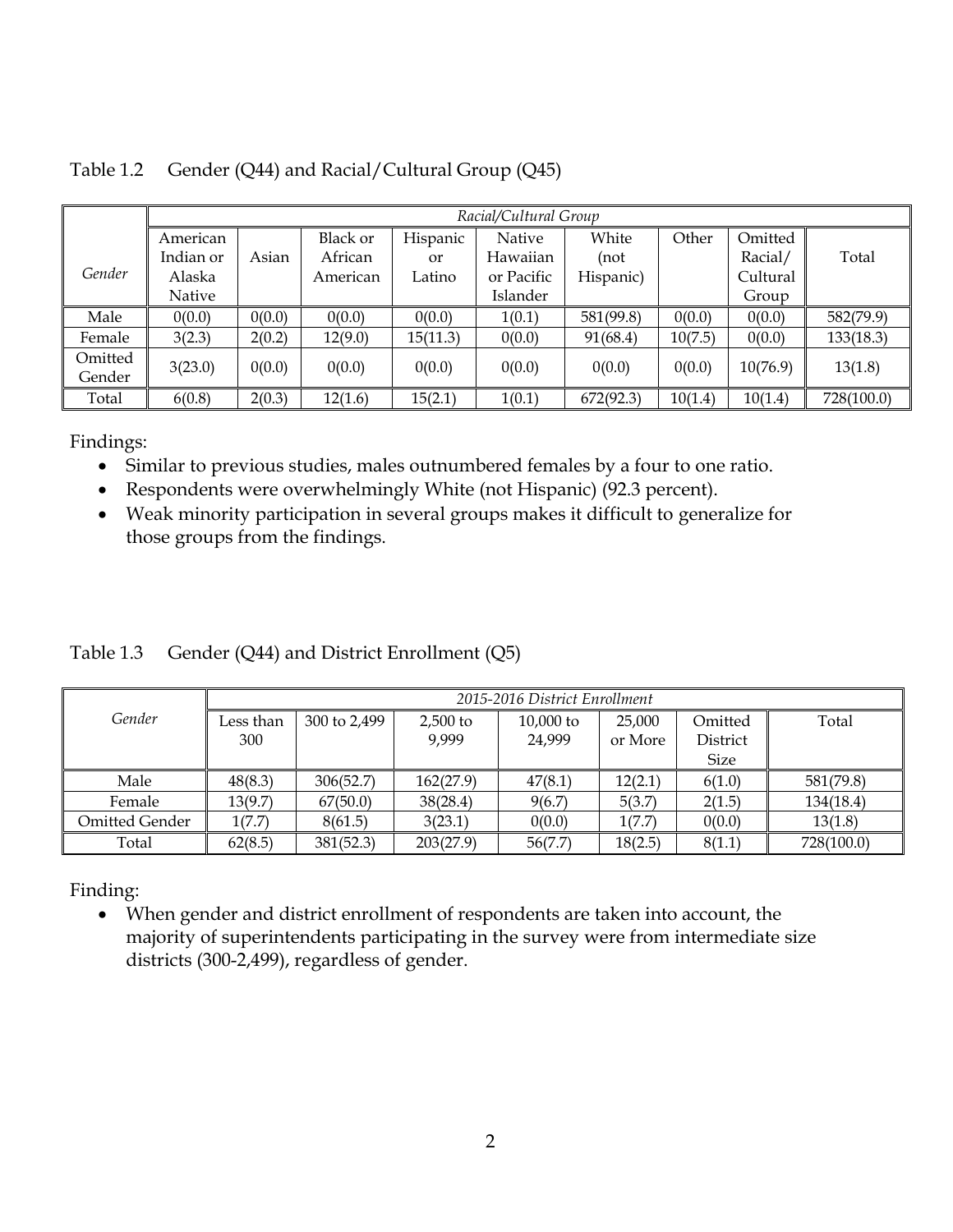Table 1.2 Gender (Q44) and Racial/Cultural Group (Q45)

| *Gender* | *Racial/Cultural Group* | | | | | | | | |
|---|---|---|---|---|---|---|---|---|---|
| | American Indian or Alaska Native | Asian | Black or African American | Hispanic or Latino | Native Hawaiian or Pacific Islander | White (not Hispanic) | Other | Omitted Racial/ Cultural Group | Total |
| Male | 0(0.0) | 0(0.0) | 0(0.0) | 0(0.0) | 1(0.1) | 581(99.8) | 0(0.0) | 0(0.0) | 582(79.9) |
| Female | 3(2.3) | 2(0.2) | 12(9.0) | 15(11.3) | 0(0.0) | 91(68.4) | 10(7.5) | 0(0.0) | 133(18.3) |
| Omitted Gender | 3(23.0) | 0(0.0) | 0(0.0) | 0(0.0) | 0(0.0) | 0(0.0) | 0(0.0) | 10(76.9) | 13(1.8) |
| Total | 6(0.8) | 2(0.3) | 12(1.6) | 15(2.1) | 1(0.1) | 672(92.3) | 10(1.4) | 10(1.4) | 728(100.0) |

Findings:

- Similar to previous studies, males outnumbered females by a four to one ratio.
- Respondents were overwhelmingly White (not Hispanic) (92.3 percent).
- Weak minority participation in several groups makes it difficult to generalize for those groups from the findings.

Table 1.3 Gender (Q44) and District Enrollment (Q5)

| *Gender* | *2015-2016 District Enrollment* | | | | | | |
|---|---|---|---|---|---|---|---|
| | Less than 300 | 300 to 2,499 | 2,500 to 9,999 | 10,000 to 24,999 | 25,000 or More | Omitted District Size | Total |
| Male | 48(8.3) | 306(52.7) | 162(27.9) | 47(8.1) | 12(2.1) | 6(1.0) | 581(79.8) |
| Female | 13(9.7) | 67(50.0) | 38(28.4) | 9(6.7) | 5(3.7) | 2(1.5) | 134(18.4) |
| Omitted Gender | 1(7.7) | 8(61.5) | 3(23.1) | 0(0.0) | 1(7.7) | 0(0.0) | 13(1.8) |
| Total | 62(8.5) | 381(52.3) | 203(27.9) | 56(7.7) | 18(2.5) | 8(1.1) | 728(100.0) |

Finding:

- When gender and district enrollment of respondents are taken into account, the majority of superintendents participating in the survey were from intermediate size districts (300-2,499), regardless of gender.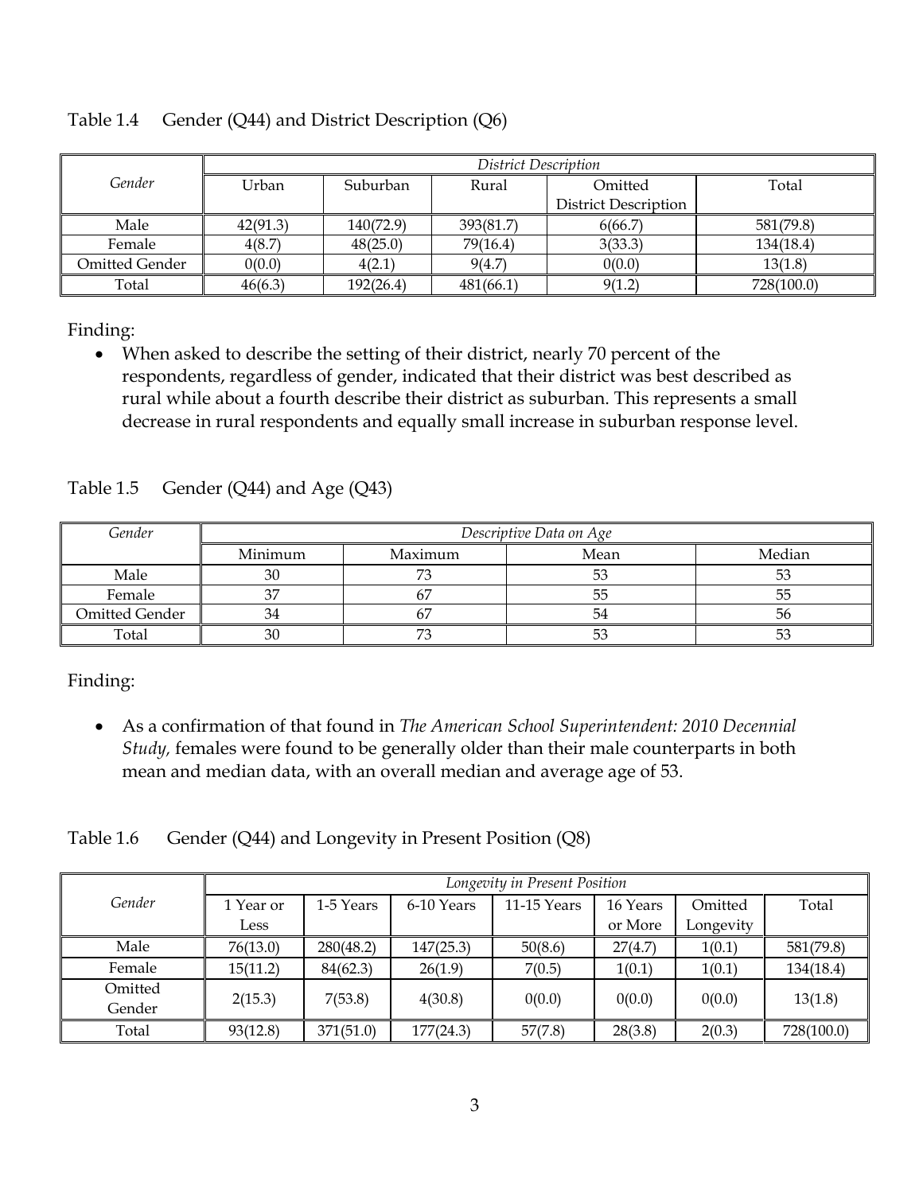Table 1.4 Gender (Q44) and District Description (Q6)

| *Gender* | *District Description* | | | | |
|---|---|---|---|---|---|
| | Urban | Suburban | Rural | Omitted District Description | Total |
| Male | 42(91.3) | 140(72.9) | 393(81.7) | 6(66.7) | 581(79.8) |
| Female | 4(8.7) | 48(25.0) | 79(16.4) | 3(33.3) | 134(18.4) |
| Omitted Gender | 0(0.0) | 4(2.1) | 9(4.7) | 0(0.0) | 13(1.8) |
| Total | 46(6.3) | 192(26.4) | 481(66.1) | 9(1.2) | 728(100.0) |

Finding:

- When asked to describe the setting of their district, nearly 70 percent of the respondents, regardless of gender, indicated that their district was best described as rural while about a fourth describe their district as suburban. This represents a small decrease in rural respondents and equally small increase in suburban response level.

Table 1.5 Gender (Q44) and Age (Q43)

| *Gender* | *Descriptive Data on Age* | | | |
|---|---|---|---|---|
| | Minimum | Maximum | Mean | Median |
| Male | 30 | 73 | 53 | 53 |
| Female | 37 | 67 | 55 | 55 |
| Omitted Gender | 34 | 67 | 54 | 56 |
| Total | 30 | 73 | 53 | 53 |

Finding:

- As a confirmation of that found in *The American School Superintendent: 2010 Decennial Study,* females were found to be generally older than their male counterparts in both mean and median data, with an overall median and average age of 53.

Table 1.6 Gender (Q44) and Longevity in Present Position (Q8)

| *Gender* | *Longevity in Present Position* | | | | | | |
|---|---|---|---|---|---|---|---|
| | 1 Year or Less | 1-5 Years | 6-10 Years | 11-15 Years | 16 Years or More | Omitted Longevity | Total |
| Male | 76(13.0) | 280(48.2) | 147(25.3) | 50(8.6) | 27(4.7) | 1(0.1) | 581(79.8) |
| Female | 15(11.2) | 84(62.3) | 26(1.9) | 7(0.5) | 1(0.1) | 1(0.1) | 134(18.4) |
| Omitted Gender | 2(15.3) | 7(53.8) | 4(30.8) | 0(0.0) | 0(0.0) | 0(0.0) | 13(1.8) |
| Total | 93(12.8) | 371(51.0) | 177(24.3) | 57(7.8) | 28(3.8) | 2(0.3) | 728(100.0) |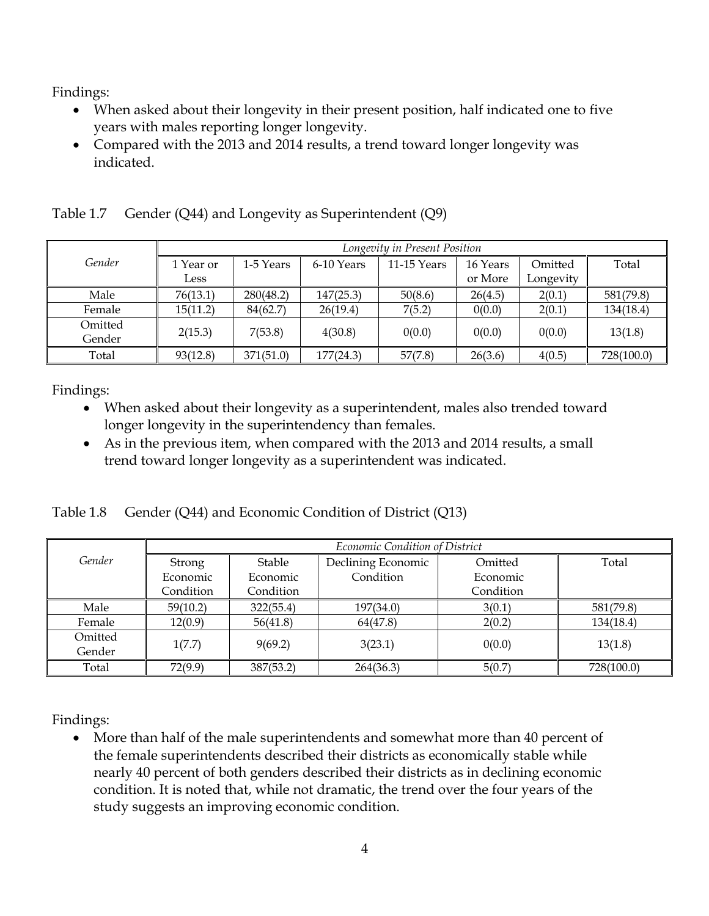Findings:

- When asked about their longevity in their present position, half indicated one to five years with males reporting longer longevity.
- Compared with the 2013 and 2014 results, a trend toward longer longevity was indicated.

Table 1.7 Gender (Q44) and Longevity as Superintendent (Q9)

| *Gender* | *Longevity in Present Position* | | | | | | |
|---|---|---|---|---|---|---|---|
| | 1 Year or Less | 1-5 Years | 6-10 Years | 11-15 Years | 16 Years or More | Omitted Longevity | Total |
| Male | 76(13.1) | 280(48.2) | 147(25.3) | 50(8.6) | 26(4.5) | 2(0.1) | 581(79.8) |
| Female | 15(11.2) | 84(62.7) | 26(19.4) | 7(5.2) | 0(0.0) | 2(0.1) | 134(18.4) |
| Omitted Gender | 2(15.3) | 7(53.8) | 4(30.8) | 0(0.0) | 0(0.0) | 0(0.0) | 13(1.8) |
| Total | 93(12.8) | 371(51.0) | 177(24.3) | 57(7.8) | 26(3.6) | 4(0.5) | 728(100.0) |

Findings:

- When asked about their longevity as a superintendent, males also trended toward longer longevity in the superintendency than females.
- As in the previous item, when compared with the 2013 and 2014 results, a small trend toward longer longevity as a superintendent was indicated.

Table 1.8 Gender (Q44) and Economic Condition of District (Q13)

| *Gender* | *Economic Condition of District* | | | | |
|---|---|---|---|---|---|
| | Strong Economic Condition | Stable Economic Condition | Declining Economic Condition | Omitted Economic Condition | Total |
| Male | 59(10.2) | 322(55.4) | 197(34.0) | 3(0.1) | 581(79.8) |
| Female | 12(0.9) | 56(41.8) | 64(47.8) | 2(0.2) | 134(18.4) |
| Omitted Gender | 1(7.7) | 9(69.2) | 3(23.1) | 0(0.0) | 13(1.8) |
| Total | 72(9.9) | 387(53.2) | 264(36.3) | 5(0.7) | 728(100.0) |

Findings:

- More than half of the male superintendents and somewhat more than 40 percent of the female superintendents described their districts as economically stable while nearly 40 percent of both genders described their districts as in declining economic condition. It is noted that, while not dramatic, the trend over the four years of the study suggests an improving economic condition.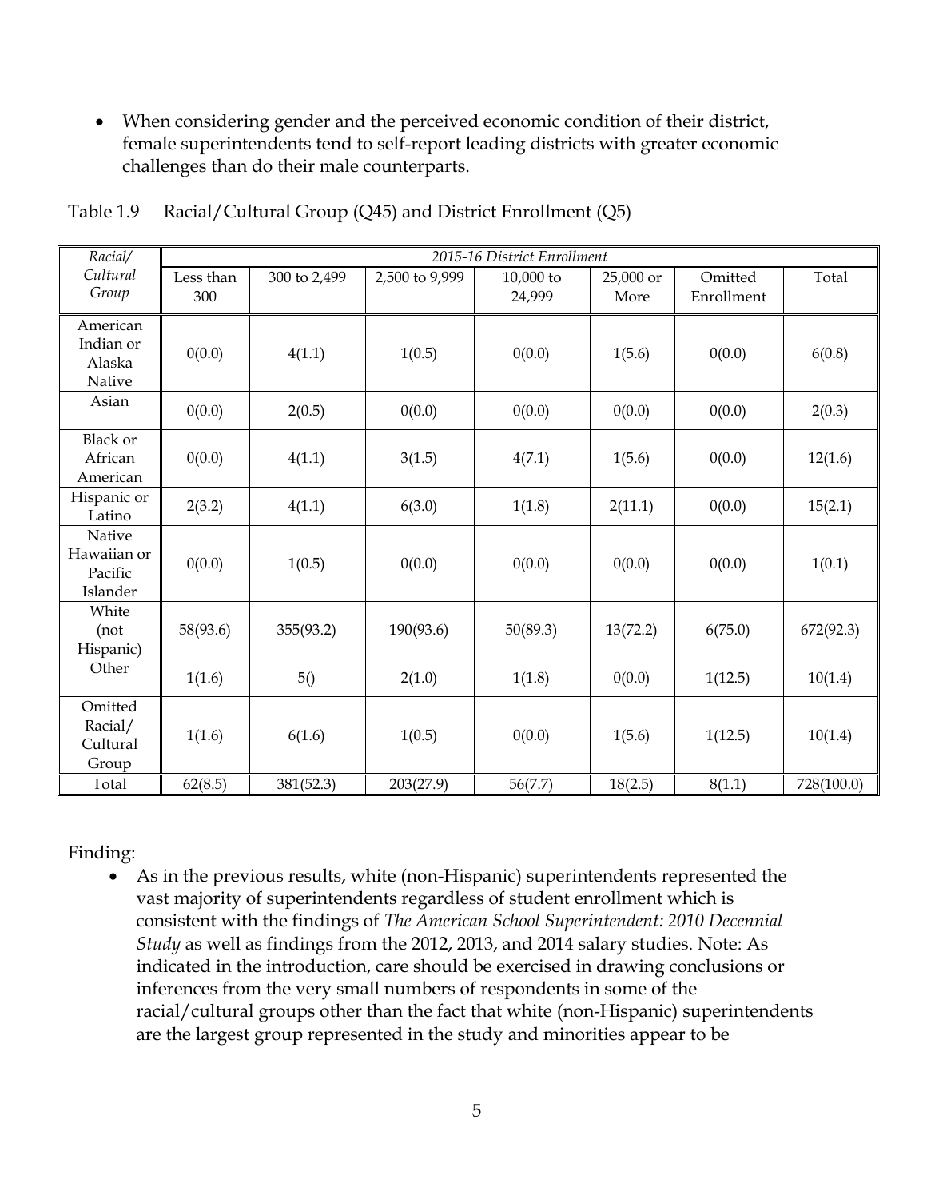- When considering gender and the perceived economic condition of their district, female superintendents tend to self-report leading districts with greater economic challenges than do their male counterparts.

Table 1.9 Racial/Cultural Group (Q45) and District Enrollment (Q5)

| *Racial/ Cultural Group* | *2015-16 District Enrollment* | | | | | | |
|---|---|---|---|---|---|---|---|
| | Less than 300 | 300 to 2,499 | 2,500 to 9,999 | 10,000 to 24,999 | 25,000 or More | Omitted Enrollment | Total |
| American Indian or Alaska Native | 0(0.0) | 4(1.1) | 1(0.5) | 0(0.0) | 1(5.6) | 0(0.0) | 6(0.8) |
| Asian | 0(0.0) | 2(0.5) | 0(0.0) | 0(0.0) | 0(0.0) | 0(0.0) | 2(0.3) |
| Black or African American | 0(0.0) | 4(1.1) | 3(1.5) | 4(7.1) | 1(5.6) | 0(0.0) | 12(1.6) |
| Hispanic or Latino | 2(3.2) | 4(1.1) | 6(3.0) | 1(1.8) | 2(11.1) | 0(0.0) | 15(2.1) |
| Native Hawaiian or Pacific Islander | 0(0.0) | 1(0.5) | 0(0.0) | 0(0.0) | 0(0.0) | 0(0.0) | 1(0.1) |
| White (not Hispanic) | 58(93.6) | 355(93.2) | 190(93.6) | 50(89.3) | 13(72.2) | 6(75.0) | 672(92.3) |
| Other | 1(1.6) | 5() | 2(1.0) | 1(1.8) | 0(0.0) | 1(12.5) | 10(1.4) |
| Omitted Racial/ Cultural Group | 1(1.6) | 6(1.6) | 1(0.5) | 0(0.0) | 1(5.6) | 1(12.5) | 10(1.4) |
| Total | 62(8.5) | 381(52.3) | 203(27.9) | 56(7.7) | 18(2.5) | 8(1.1) | 728(100.0) |

Finding:

- As in the previous results, white (non-Hispanic) superintendents represented the vast majority of superintendents regardless of student enrollment which is consistent with the findings of *The American School Superintendent: 2010 Decennial Study* as well as findings from the 2012, 2013, and 2014 salary studies. Note: As indicated in the introduction, care should be exercised in drawing conclusions or inferences from the very small numbers of respondents in some of the racial/cultural groups other than the fact that white (non-Hispanic) superintendents are the largest group represented in the study and minorities appear to be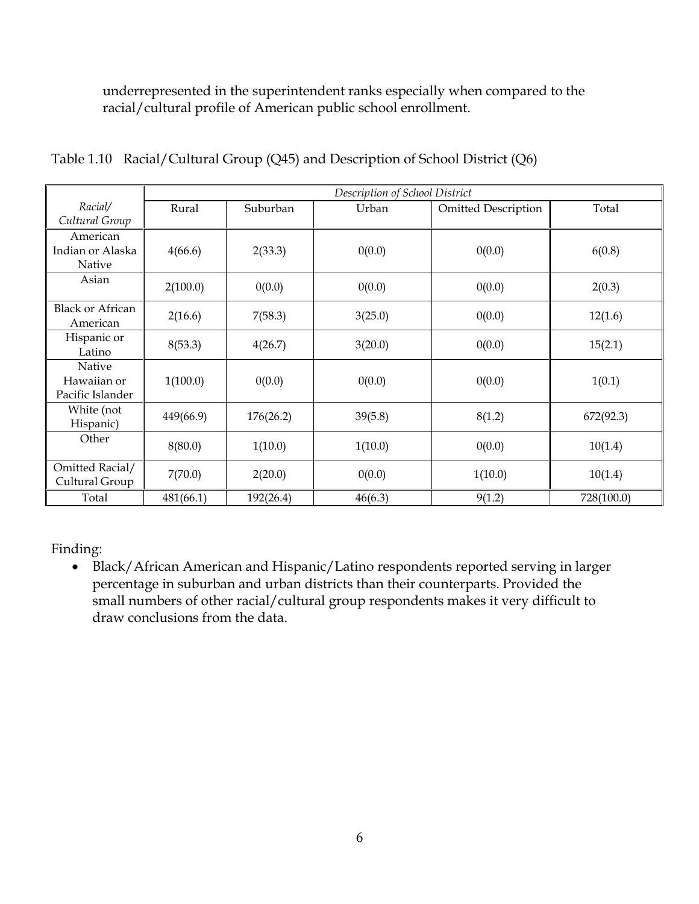underrepresented in the superintendent ranks especially when compared to the racial/cultural profile of American public school enrollment.

Table 1.10 Racial/Cultural Group (Q45) and Description of School District (Q6)

| | *Description of School District* | | | | |
|---|---|---|---|---|---|
| *Racial/ Cultural Group* | Rural | Suburban | Urban | Omitted Description | Total |
| American Indian or Alaska Native | 4(66.6) | 2(33.3) | 0(0.0) | 0(0.0) | 6(0.8) |
| Asian | 2(100.0) | 0(0.0) | 0(0.0) | 0(0.0) | 2(0.3) |
| Black or African American | 2(16.6) | 7(58.3) | 3(25.0) | 0(0.0) | 12(1.6) |
| Hispanic or Latino | 8(53.3) | 4(26.7) | 3(20.0) | 0(0.0) | 15(2.1) |
| Native Hawaiian or Pacific Islander | 1(100.0) | 0(0.0) | 0(0.0) | 0(0.0) | 1(0.1) |
| White (not Hispanic) | 449(66.9) | 176(26.2) | 39(5.8) | 8(1.2) | 672(92.3) |
| Other | 8(80.0) | 1(10.0) | 1(10.0) | 0(0.0) | 10(1.4) |
| Omitted Racial/ Cultural Group | 7(70.0) | 2(20.0) | 0(0.0) | 1(10.0) | 10(1.4) |
| Total | 481(66.1) | 192(26.4) | 46(6.3) | 9(1.2) | 728(100.0) |

Finding:

- Black/African American and Hispanic/Latino respondents reported serving in larger percentage in suburban and urban districts than their counterparts. Provided the small numbers of other racial/cultural group respondents makes it very difficult to draw conclusions from the data.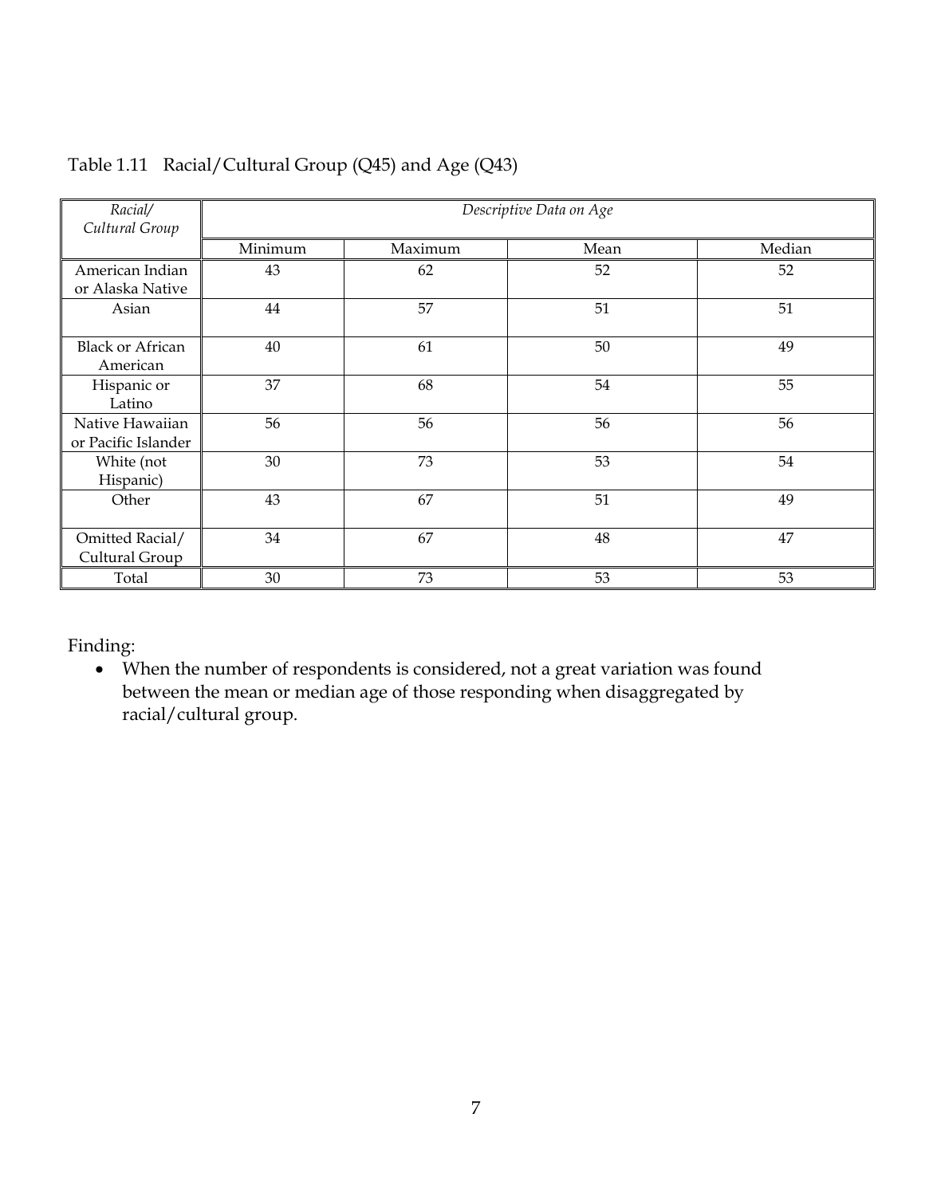Table 1.11 Racial/Cultural Group (Q45) and Age (Q43)

| *Racial/ Cultural Group* | *Descriptive Data on Age* | | | |
|---|---|---|---|---|
| | Minimum | Maximum | Mean | Median |
| American Indian or Alaska Native | 43 | 62 | 52 | 52 |
| Asian | 44 | 57 | 51 | 51 |
| Black or African American | 40 | 61 | 50 | 49 |
| Hispanic or Latino | 37 | 68 | 54 | 55 |
| Native Hawaiian or Pacific Islander | 56 | 56 | 56 | 56 |
| White (not Hispanic) | 30 | 73 | 53 | 54 |
| Other | 43 | 67 | 51 | 49 |
| Omitted Racial/ Cultural Group | 34 | 67 | 48 | 47 |
| Total | 30 | 73 | 53 | 53 |

Finding:

- When the number of respondents is considered, not a great variation was found between the mean or median age of those responding when disaggregated by racial/cultural group.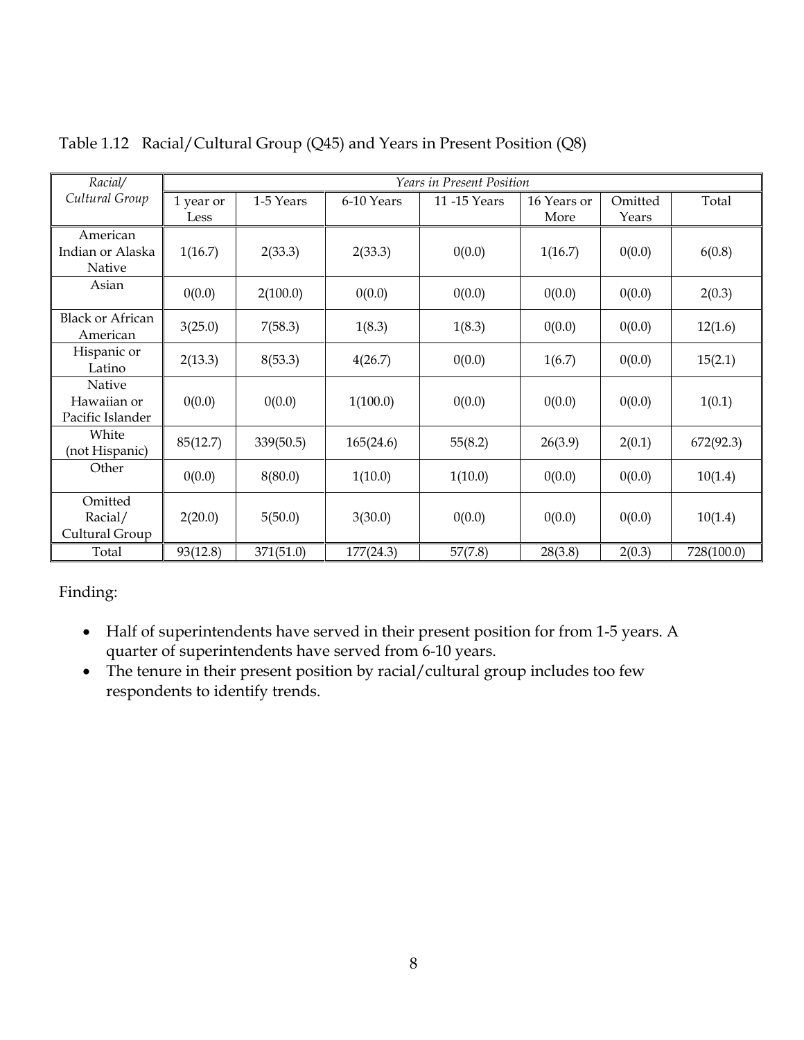Table 1.12 Racial/Cultural Group (Q45) and Years in Present Position (Q8)

| *Racial/ Cultural Group* | *Years in Present Position* | | | | | | |
|---|---|---|---|---|---|---|---|
| | 1 year or Less | 1-5 Years | 6-10 Years | 11 -15 Years | 16 Years or More | Omitted Years | Total |
| American Indian or Alaska Native | 1(16.7) | 2(33.3) | 2(33.3) | 0(0.0) | 1(16.7) | 0(0.0) | 6(0.8) |
| Asian | 0(0.0) | 2(100.0) | 0(0.0) | 0(0.0) | 0(0.0) | 0(0.0) | 2(0.3) |
| Black or African American | 3(25.0) | 7(58.3) | 1(8.3) | 1(8.3) | 0(0.0) | 0(0.0) | 12(1.6) |
| Hispanic or Latino | 2(13.3) | 8(53.3) | 4(26.7) | 0(0.0) | 1(6.7) | 0(0.0) | 15(2.1) |
| Native Hawaiian or Pacific Islander | 0(0.0) | 0(0.0) | 1(100.0) | 0(0.0) | 0(0.0) | 0(0.0) | 1(0.1) |
| White (not Hispanic) | 85(12.7) | 339(50.5) | 165(24.6) | 55(8.2) | 26(3.9) | 2(0.1) | 672(92.3) |
| Other | 0(0.0) | 8(80.0) | 1(10.0) | 1(10.0) | 0(0.0) | 0(0.0) | 10(1.4) |
| Omitted Racial/ Cultural Group | 2(20.0) | 5(50.0) | 3(30.0) | 0(0.0) | 0(0.0) | 0(0.0) | 10(1.4) |
| Total | 93(12.8) | 371(51.0) | 177(24.3) | 57(7.8) | 28(3.8) | 2(0.3) | 728(100.0) |

Finding:

- Half of superintendents have served in their present position for from 1-5 years. A quarter of superintendents have served from 6-10 years.
- The tenure in their present position by racial/cultural group includes too few respondents to identify trends.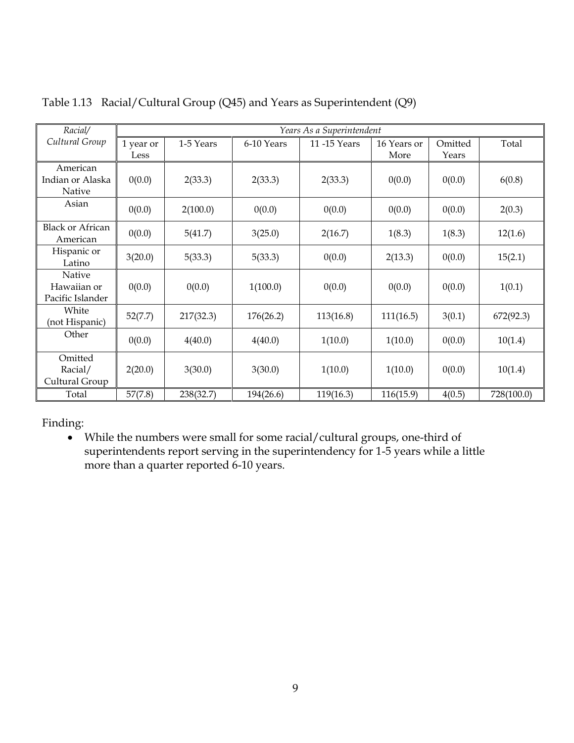Table 1.13 Racial/Cultural Group (Q45) and Years as Superintendent (Q9)

| *Racial/ Cultural Group* | *Years As a Superintendent* | | | | | | |
|---|---|---|---|---|---|---|---|
| | 1 year or Less | 1-5 Years | 6-10 Years | 11 -15 Years | 16 Years or More | Omitted Years | Total |
| American Indian or Alaska Native | 0(0.0) | 2(33.3) | 2(33.3) | 2(33.3) | 0(0.0) | 0(0.0) | 6(0.8) |
| Asian | 0(0.0) | 2(100.0) | 0(0.0) | 0(0.0) | 0(0.0) | 0(0.0) | 2(0.3) |
| Black or African American | 0(0.0) | 5(41.7) | 3(25.0) | 2(16.7) | 1(8.3) | 1(8.3) | 12(1.6) |
| Hispanic or Latino | 3(20.0) | 5(33.3) | 5(33.3) | 0(0.0) | 2(13.3) | 0(0.0) | 15(2.1) |
| Native Hawaiian or Pacific Islander | 0(0.0) | 0(0.0) | 1(100.0) | 0(0.0) | 0(0.0) | 0(0.0) | 1(0.1) |
| White (not Hispanic) | 52(7.7) | 217(32.3) | 176(26.2) | 113(16.8) | 111(16.5) | 3(0.1) | 672(92.3) |
| Other | 0(0.0) | 4(40.0) | 4(40.0) | 1(10.0) | 1(10.0) | 0(0.0) | 10(1.4) |
| Omitted Racial/ Cultural Group | 2(20.0) | 3(30.0) | 3(30.0) | 1(10.0) | 1(10.0) | 0(0.0) | 10(1.4) |
| Total | 57(7.8) | 238(32.7) | 194(26.6) | 119(16.3) | 116(15.9) | 4(0.5) | 728(100.0) |

Finding:

- While the numbers were small for some racial/cultural groups, one-third of superintendents report serving in the superintendency for 1-5 years while a little more than a quarter reported 6-10 years.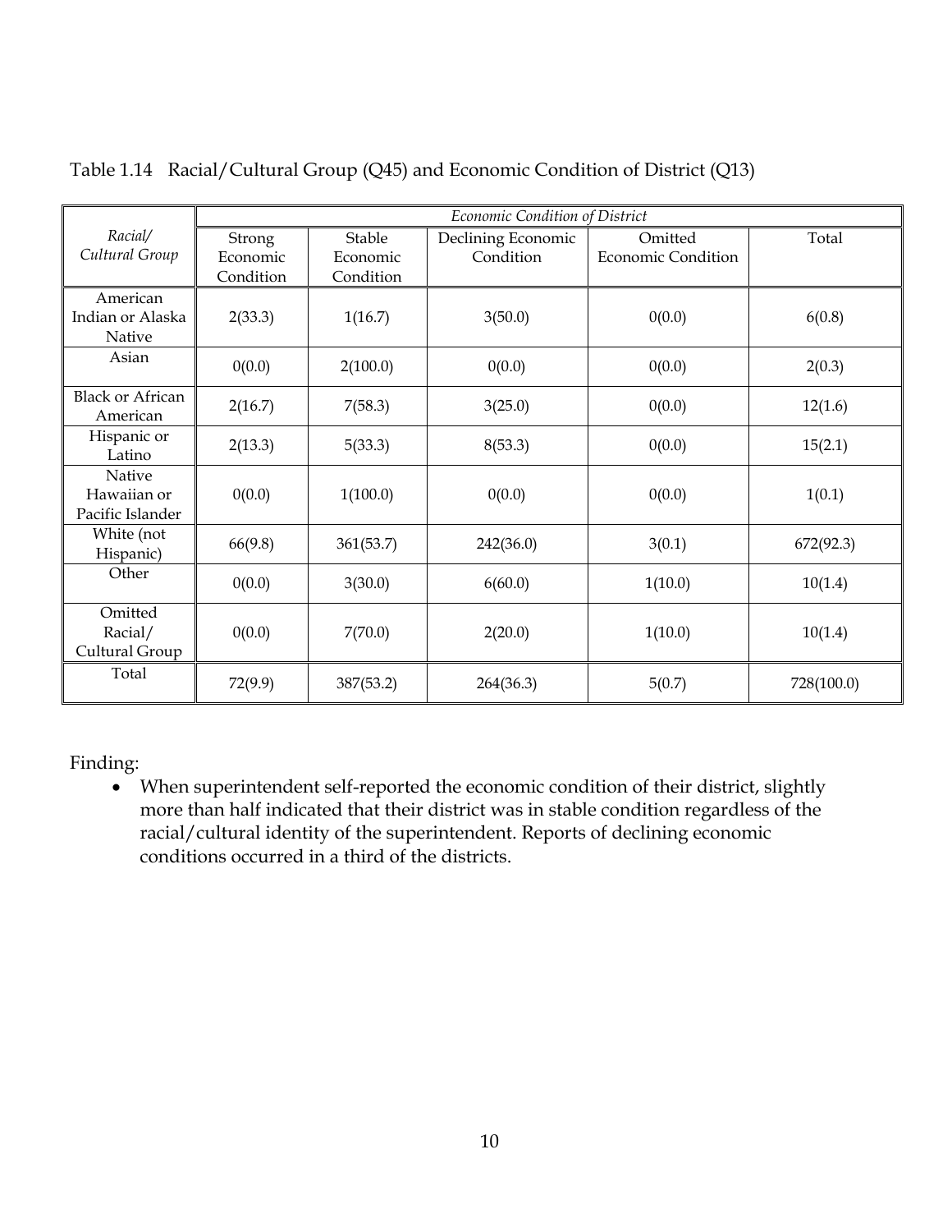Table 1.14 Racial/Cultural Group (Q45) and Economic Condition of District (Q13)

| *Racial/ Cultural Group* | *Economic Condition of District* | | | | |
|---|---|---|---|---|---|
| | Strong Economic Condition | Stable Economic Condition | Declining Economic Condition | Omitted Economic Condition | Total |
| American Indian or Alaska Native | 2(33.3) | 1(16.7) | 3(50.0) | 0(0.0) | 6(0.8) |
| Asian | 0(0.0) | 2(100.0) | 0(0.0) | 0(0.0) | 2(0.3) |
| Black or African American | 2(16.7) | 7(58.3) | 3(25.0) | 0(0.0) | 12(1.6) |
| Hispanic or Latino | 2(13.3) | 5(33.3) | 8(53.3) | 0(0.0) | 15(2.1) |
| Native Hawaiian or Pacific Islander | 0(0.0) | 1(100.0) | 0(0.0) | 0(0.0) | 1(0.1) |
| White (not Hispanic) | 66(9.8) | 361(53.7) | 242(36.0) | 3(0.1) | 672(92.3) |
| Other | 0(0.0) | 3(30.0) | 6(60.0) | 1(10.0) | 10(1.4) |
| Omitted Racial/ Cultural Group | 0(0.0) | 7(70.0) | 2(20.0) | 1(10.0) | 10(1.4) |
| Total | 72(9.9) | 387(53.2) | 264(36.3) | 5(0.7) | 728(100.0) |

Finding:

- When superintendent self-reported the economic condition of their district, slightly more than half indicated that their district was in stable condition regardless of the racial/cultural identity of the superintendent. Reports of declining economic conditions occurred in a third of the districts.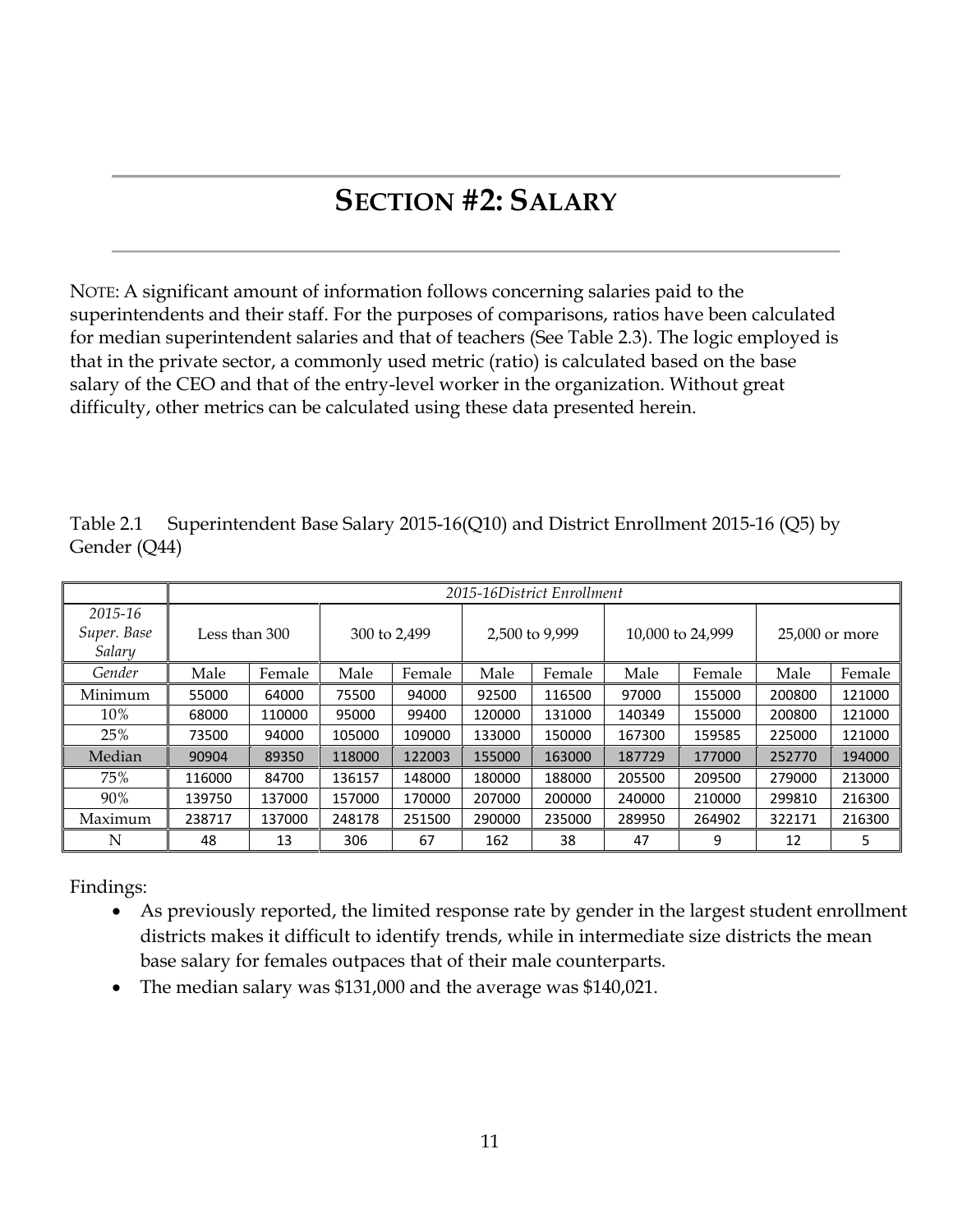# SECTION #2: SALARY

NOTE: A significant amount of information follows concerning salaries paid to the superintendents and their staff. For the purposes of comparisons, ratios have been calculated for median superintendent salaries and that of teachers (See Table 2.3). The logic employed is that in the private sector, a commonly used metric (ratio) is calculated based on the base salary of the CEO and that of the entry-level worker in the organization. Without great difficulty, other metrics can be calculated using these data presented herein.

Table 2.1 Superintendent Base Salary 2015-16(Q10) and District Enrollment 2015-16 (Q5) by Gender (Q44)

| | *2015-16District Enrollment* | | | | | | | | | |
|---|---|---|---|---|---|---|---|---|---|---|
| *2015-16 Super. Base Salary* | Less than 300 | | 300 to 2,499 | | 2,500 to 9,999 | | 10,000 to 24,999 | | 25,000 or more | |
| *Gender* | Male | Female | Male | Female | Male | Female | Male | Female | Male | Female |
| Minimum | 55000 | 64000 | 75500 | 94000 | 92500 | 116500 | 97000 | 155000 | 200800 | 121000 |
| 10% | 68000 | 110000 | 95000 | 99400 | 120000 | 131000 | 140349 | 155000 | 200800 | 121000 |
| 25% | 73500 | 94000 | 105000 | 109000 | 133000 | 150000 | 167300 | 159585 | 225000 | 121000 |
| Median | 90904 | 89350 | 118000 | 122003 | 155000 | 163000 | 187729 | 177000 | 252770 | 194000 |
| 75% | 116000 | 84700 | 136157 | 148000 | 180000 | 188000 | 205500 | 209500 | 279000 | 213000 |
| 90% | 139750 | 137000 | 157000 | 170000 | 207000 | 200000 | 240000 | 210000 | 299810 | 216300 |
| Maximum | 238717 | 137000 | 248178 | 251500 | 290000 | 235000 | 289950 | 264902 | 322171 | 216300 |
| N | 48 | 13 | 306 | 67 | 162 | 38 | 47 | 9 | 12 | 5 |

Findings:

- As previously reported, the limited response rate by gender in the largest student enrollment districts makes it difficult to identify trends, while in intermediate size districts the mean base salary for females outpaces that of their male counterparts.
- The median salary was $131,000 and the average was $140,021.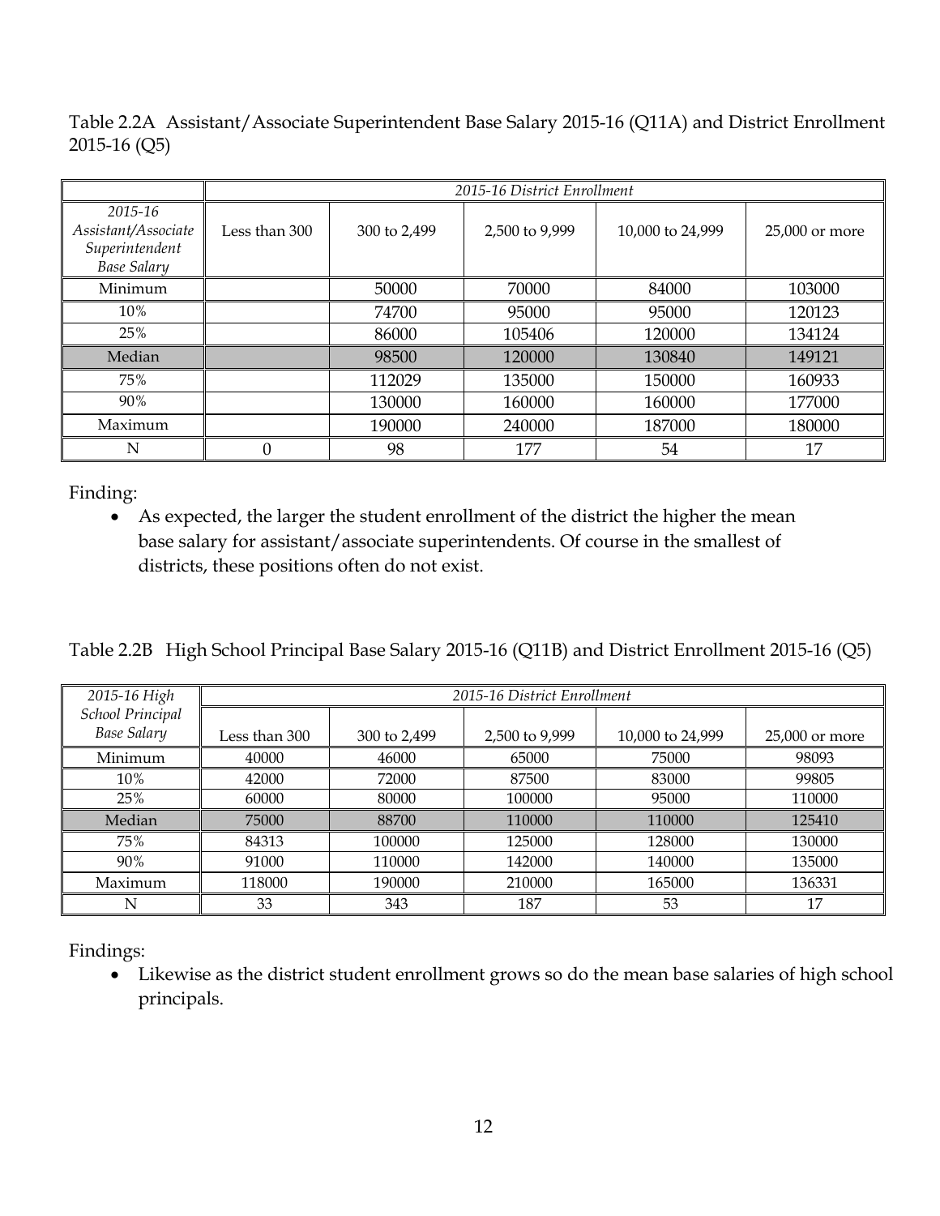Table 2.2A Assistant/Associate Superintendent Base Salary 2015-16 (Q11A) and District Enrollment 2015-16 (Q5)

| | *2015-16 District Enrollment* | | | | |
|---|---|---|---|---|---|
| *2015-16 Assistant/Associate Superintendent Base Salary* | Less than 300 | 300 to 2,499 | 2,500 to 9,999 | 10,000 to 24,999 | 25,000 or more |
| Minimum | | 50000 | 70000 | 84000 | 103000 |
| 10% | | 74700 | 95000 | 95000 | 120123 |
| 25% | | 86000 | 105406 | 120000 | 134124 |
| Median | | 98500 | 120000 | 130840 | 149121 |
| 75% | | 112029 | 135000 | 150000 | 160933 |
| 90% | | 130000 | 160000 | 160000 | 177000 |
| Maximum | | 190000 | 240000 | 187000 | 180000 |
| N | 0 | 98 | 177 | 54 | 17 |

Finding:

- As expected, the larger the student enrollment of the district the higher the mean base salary for assistant/associate superintendents. Of course in the smallest of districts, these positions often do not exist.

Table 2.2B High School Principal Base Salary 2015-16 (Q11B) and District Enrollment 2015-16 (Q5)

| *2015-16 High School Principal Base Salary* | *2015-16 District Enrollment* | | | | |
|---|---|---|---|---|---|
| | Less than 300 | 300 to 2,499 | 2,500 to 9,999 | 10,000 to 24,999 | 25,000 or more |
| Minimum | 40000 | 46000 | 65000 | 75000 | 98093 |
| 10% | 42000 | 72000 | 87500 | 83000 | 99805 |
| 25% | 60000 | 80000 | 100000 | 95000 | 110000 |
| Median | 75000 | 88700 | 110000 | 110000 | 125410 |
| 75% | 84313 | 100000 | 125000 | 128000 | 130000 |
| 90% | 91000 | 110000 | 142000 | 140000 | 135000 |
| Maximum | 118000 | 190000 | 210000 | 165000 | 136331 |
| N | 33 | 343 | 187 | 53 | 17 |

Findings:

- Likewise as the district student enrollment grows so do the mean base salaries of high school principals.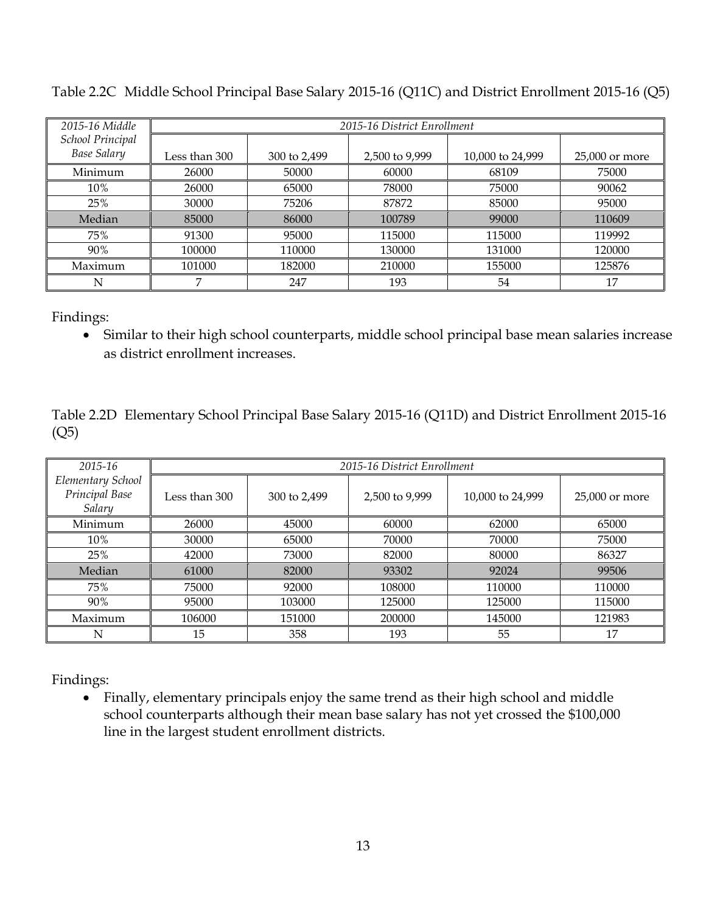Table 2.2C Middle School Principal Base Salary 2015-16 (Q11C) and District Enrollment 2015-16 (Q5)

| *2015-16 Middle School Principal Base Salary* | *2015-16 District Enrollment* | | | | |
|---|---|---|---|---|---|
| | Less than 300 | 300 to 2,499 | 2,500 to 9,999 | 10,000 to 24,999 | 25,000 or more |
| Minimum | 26000 | 50000 | 60000 | 68109 | 75000 |
| 10% | 26000 | 65000 | 78000 | 75000 | 90062 |
| 25% | 30000 | 75206 | 87872 | 85000 | 95000 |
| Median | 85000 | 86000 | 100789 | 99000 | 110609 |
| 75% | 91300 | 95000 | 115000 | 115000 | 119992 |
| 90% | 100000 | 110000 | 130000 | 131000 | 120000 |
| Maximum | 101000 | 182000 | 210000 | 155000 | 125876 |
| N | 7 | 247 | 193 | 54 | 17 |

Findings:

- Similar to their high school counterparts, middle school principal base mean salaries increase as district enrollment increases.

Table 2.2D Elementary School Principal Base Salary 2015-16 (Q11D) and District Enrollment 2015-16 (Q5)

| *2015-16 Elementary School Principal Base Salary* | *2015-16 District Enrollment* | | | | |
|---|---|---|---|---|---|
| | Less than 300 | 300 to 2,499 | 2,500 to 9,999 | 10,000 to 24,999 | 25,000 or more |
| Minimum | 26000 | 45000 | 60000 | 62000 | 65000 |
| 10% | 30000 | 65000 | 70000 | 70000 | 75000 |
| 25% | 42000 | 73000 | 82000 | 80000 | 86327 |
| Median | 61000 | 82000 | 93302 | 92024 | 99506 |
| 75% | 75000 | 92000 | 108000 | 110000 | 110000 |
| 90% | 95000 | 103000 | 125000 | 125000 | 115000 |
| Maximum | 106000 | 151000 | 200000 | 145000 | 121983 |
| N | 15 | 358 | 193 | 55 | 17 |

Findings:

- Finally, elementary principals enjoy the same trend as their high school and middle school counterparts although their mean base salary has not yet crossed the $100,000 line in the largest student enrollment districts.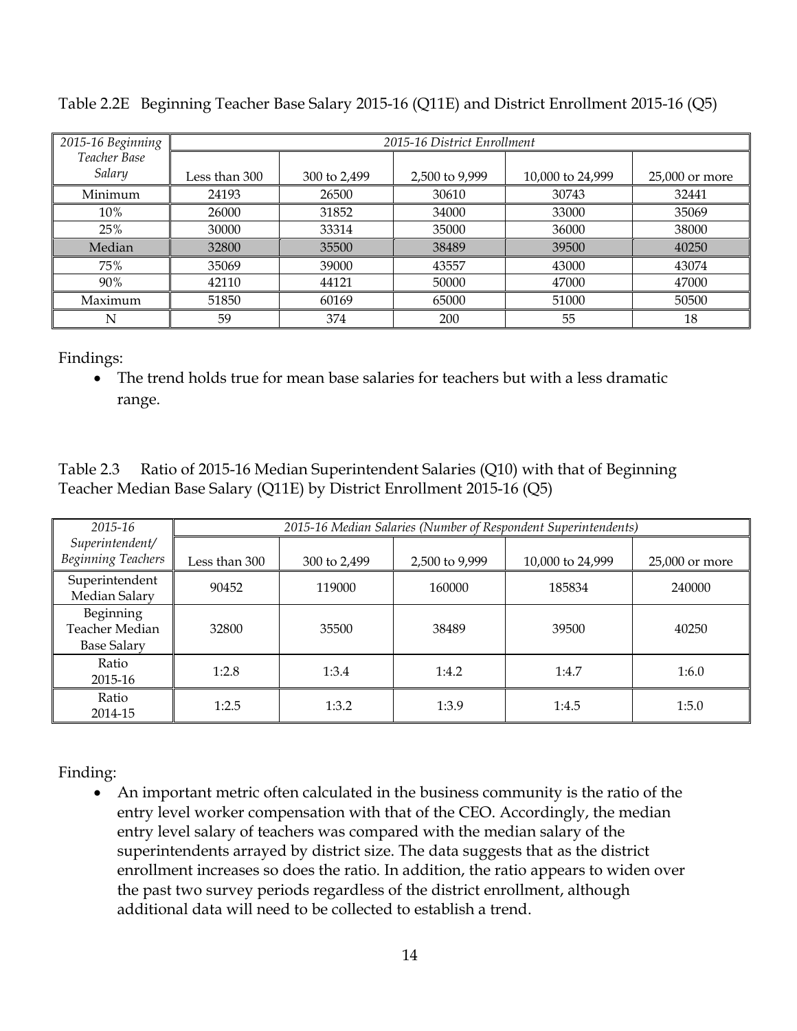Table 2.2E Beginning Teacher Base Salary 2015-16 (Q11E) and District Enrollment 2015-16 (Q5)

| *2015-16 Beginning Teacher Base Salary* | *2015-16 District Enrollment* | | | | |
|---|---|---|---|---|---|
| | Less than 300 | 300 to 2,499 | 2,500 to 9,999 | 10,000 to 24,999 | 25,000 or more |
| Minimum | 24193 | 26500 | 30610 | 30743 | 32441 |
| 10% | 26000 | 31852 | 34000 | 33000 | 35069 |
| 25% | 30000 | 33314 | 35000 | 36000 | 38000 |
| Median | 32800 | 35500 | 38489 | 39500 | 40250 |
| 75% | 35069 | 39000 | 43557 | 43000 | 43074 |
| 90% | 42110 | 44121 | 50000 | 47000 | 47000 |
| Maximum | 51850 | 60169 | 65000 | 51000 | 50500 |
| N | 59 | 374 | 200 | 55 | 18 |

Findings:

- The trend holds true for mean base salaries for teachers but with a less dramatic range.

Table 2.3 Ratio of 2015-16 Median Superintendent Salaries (Q10) with that of Beginning Teacher Median Base Salary (Q11E) by District Enrollment 2015-16 (Q5)

| *2015-16 Superintendent/ Beginning Teachers* | *2015-16 Median Salaries (Number of Respondent Superintendents)* | | | | |
|---|---|---|---|---|---|
| | Less than 300 | 300 to 2,499 | 2,500 to 9,999 | 10,000 to 24,999 | 25,000 or more |
| Superintendent Median Salary | 90452 | 119000 | 160000 | 185834 | 240000 |
| Beginning Teacher Median Base Salary | 32800 | 35500 | 38489 | 39500 | 40250 |
| Ratio 2015-16 | 1:2.8 | 1:3.4 | 1:4.2 | 1:4.7 | 1:6.0 |
| Ratio 2014-15 | 1:2.5 | 1:3.2 | 1:3.9 | 1:4.5 | 1:5.0 |

Finding:

- An important metric often calculated in the business community is the ratio of the entry level worker compensation with that of the CEO. Accordingly, the median entry level salary of teachers was compared with the median salary of the superintendents arrayed by district size. The data suggests that as the district enrollment increases so does the ratio. In addition, the ratio appears to widen over the past two survey periods regardless of the district enrollment, although additional data will need to be collected to establish a trend.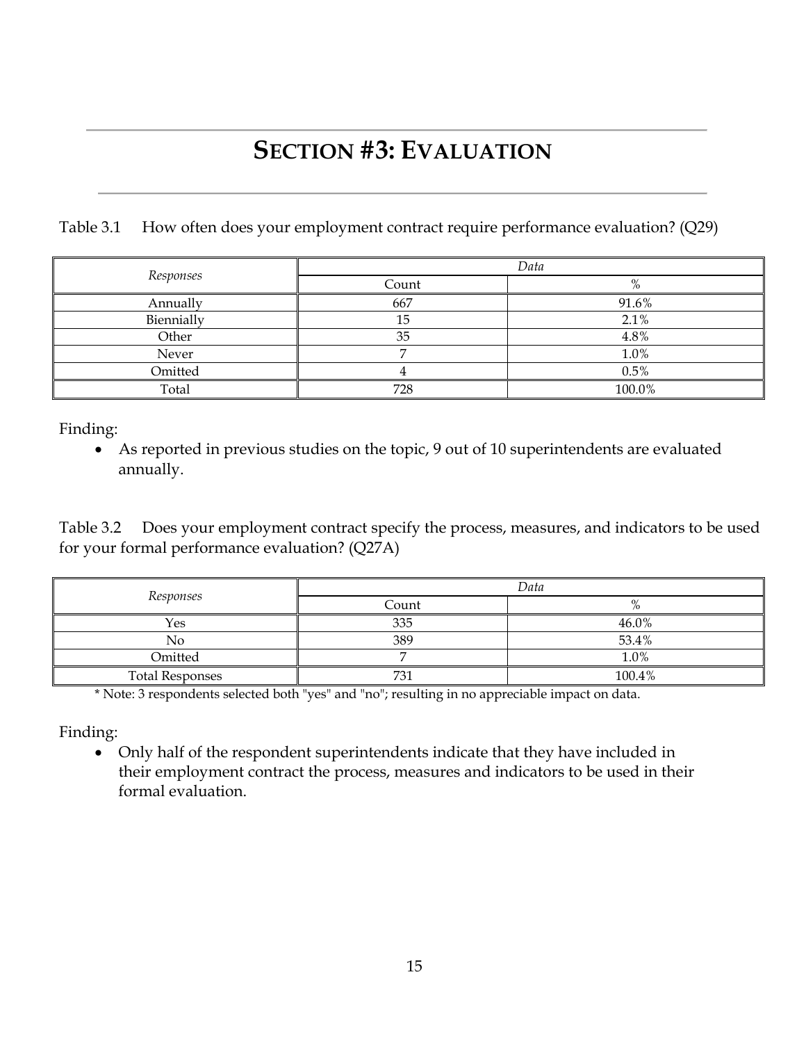# SECTION #3: EVALUATION

Table 3.1 How often does your employment contract require performance evaluation? (Q29)

| *Responses* | *Data* | |
|---|---|---|
| | Count | % |
| Annually | 667 | 91.6% |
| Biennially | 15 | 2.1% |
| Other | 35 | 4.8% |
| Never | 7 | 1.0% |
| Omitted | 4 | 0.5% |
| Total | 728 | 100.0% |

Finding:

- As reported in previous studies on the topic, 9 out of 10 superintendents are evaluated annually.

Table 3.2 Does your employment contract specify the process, measures, and indicators to be used for your formal performance evaluation? (Q27A)

| *Responses* | *Data* | |
|---|---|---|
| | Count | % |
| Yes | 335 | 46.0% |
| No | 389 | 53.4% |
| Omitted | 7 | 1.0% |
| Total Responses | 731 | 100.4% |

* Note: 3 respondents selected both "yes" and "no"; resulting in no appreciable impact on data.

Finding:

- Only half of the respondent superintendents indicate that they have included in their employment contract the process, measures and indicators to be used in their formal evaluation.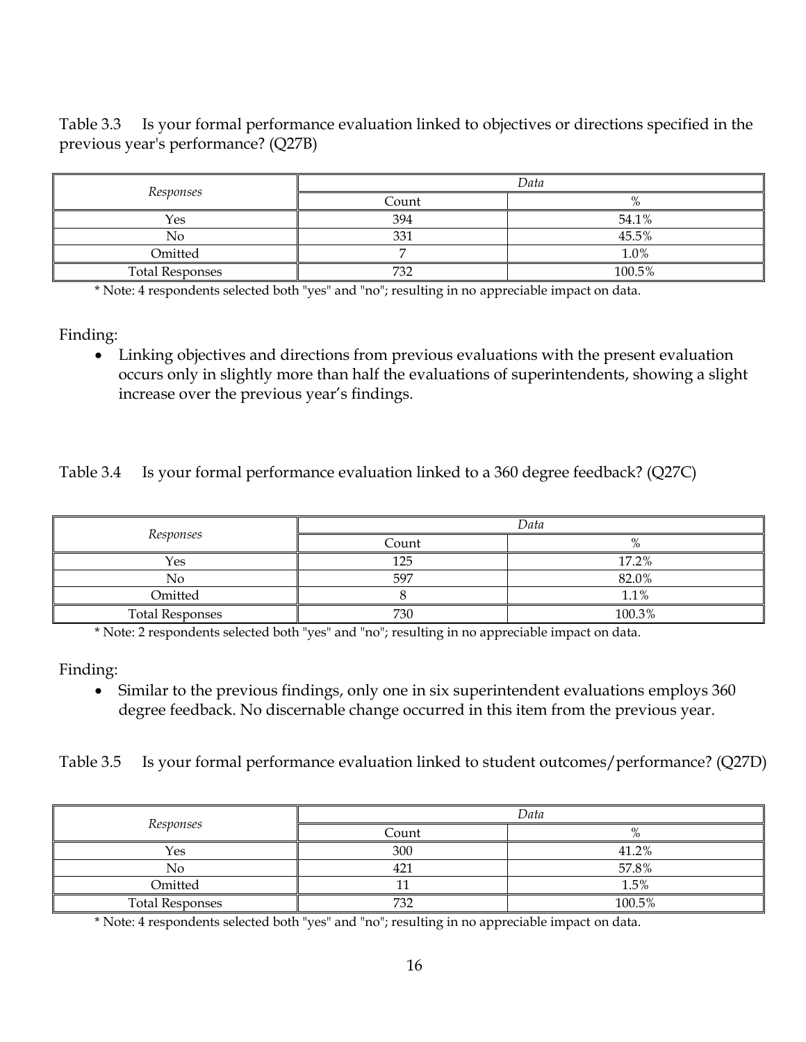Table 3.3 Is your formal performance evaluation linked to objectives or directions specified in the previous year's performance? (Q27B)

| *Responses* | *Data* | |
|---|---|---|
| | Count | % |
| Yes | 394 | 54.1% |
| No | 331 | 45.5% |
| Omitted | 7 | 1.0% |
| Total Responses | 732 | 100.5% |

\* Note: 4 respondents selected both "yes" and "no"; resulting in no appreciable impact on data.

Finding:

- Linking objectives and directions from previous evaluations with the present evaluation occurs only in slightly more than half the evaluations of superintendents, showing a slight increase over the previous year's findings.

Table 3.4 Is your formal performance evaluation linked to a 360 degree feedback? (Q27C)

| *Responses* | *Data* | |
|---|---|---|
| | Count | % |
| Yes | 125 | 17.2% |
| No | 597 | 82.0% |
| Omitted | 8 | 1.1% |
| Total Responses | 730 | 100.3% |

\* Note: 2 respondents selected both "yes" and "no"; resulting in no appreciable impact on data.

Finding:

- Similar to the previous findings, only one in six superintendent evaluations employs 360 degree feedback. No discernable change occurred in this item from the previous year.

Table 3.5 Is your formal performance evaluation linked to student outcomes/performance? (Q27D)

| *Responses* | *Data* | |
|---|---|---|
| | Count | % |
| Yes | 300 | 41.2% |
| No | 421 | 57.8% |
| Omitted | 11 | 1.5% |
| Total Responses | 732 | 100.5% |

\* Note: 4 respondents selected both "yes" and "no"; resulting in no appreciable impact on data.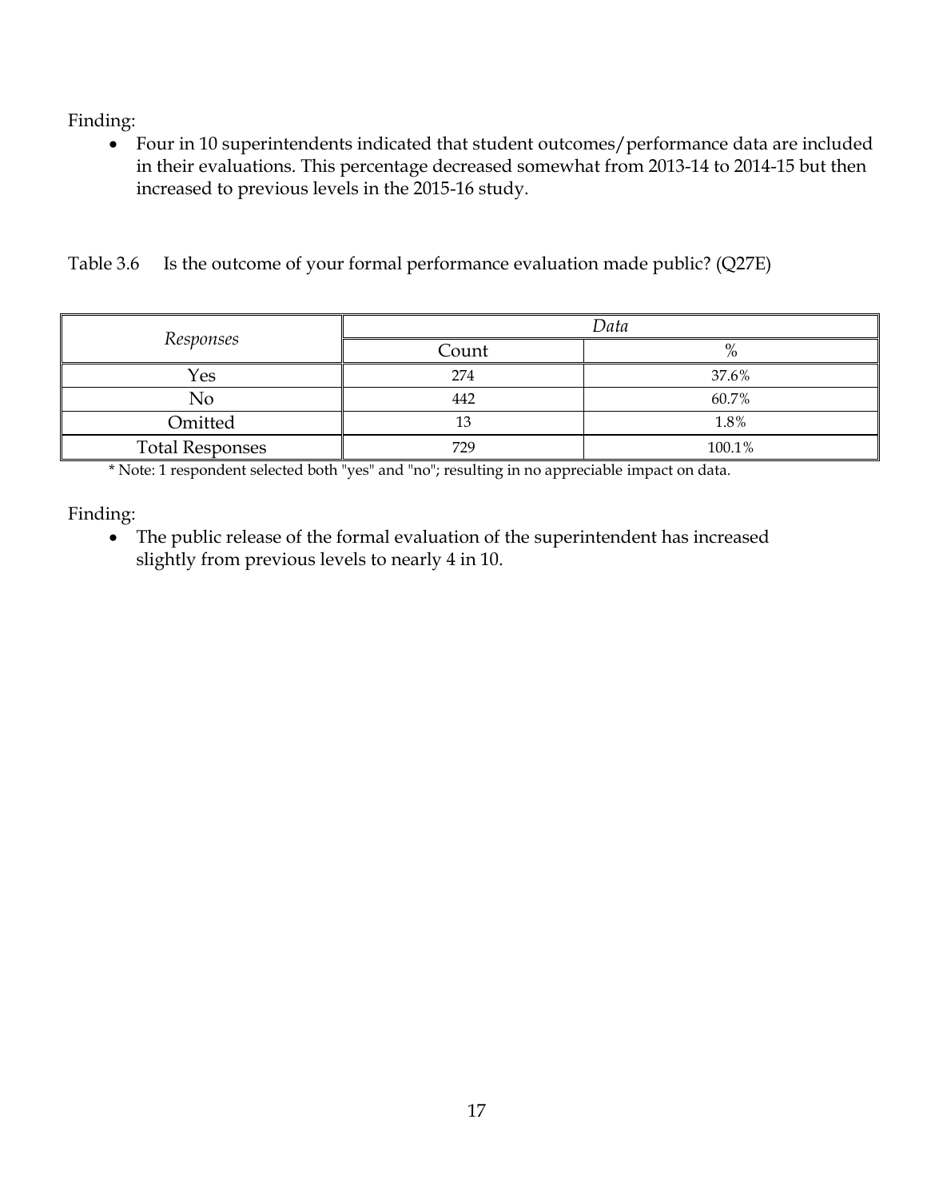Finding:

- Four in 10 superintendents indicated that student outcomes/performance data are included in their evaluations. This percentage decreased somewhat from 2013-14 to 2014-15 but then increased to previous levels in the 2015-16 study.

Table 3.6 Is the outcome of your formal performance evaluation made public? (Q27E)

| *Responses* | *Data* | |
|---|---|---|
| | Count | % |
| Yes | 274 | 37.6% |
| No | 442 | 60.7% |
| Omitted | 13 | 1.8% |
| Total Responses | 729 | 100.1% |

* Note: 1 respondent selected both "yes" and "no"; resulting in no appreciable impact on data.

Finding:

- The public release of the formal evaluation of the superintendent has increased slightly from previous levels to nearly 4 in 10.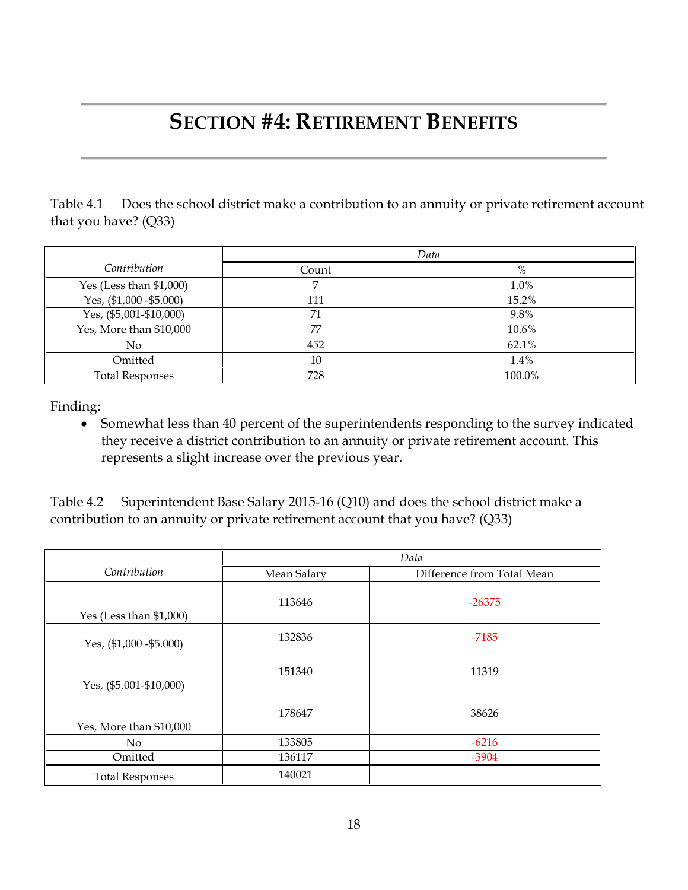# SECTION #4: RETIREMENT BENEFITS

Table 4.1 Does the school district make a contribution to an annuity or private retirement account that you have? (Q33)

| *Contribution* | *Data* | |
|---|---|---|
| | Count | % |
| Yes (Less than $1,000) | 7 | 1.0% |
| Yes, ($1,000 -$5.000) | 111 | 15.2% |
| Yes, ($5,001-$10,000) | 71 | 9.8% |
| Yes, More than $10,000 | 77 | 10.6% |
| No | 452 | 62.1% |
| Omitted | 10 | 1.4% |
| Total Responses | 728 | 100.0% |

Finding:

- Somewhat less than 40 percent of the superintendents responding to the survey indicated they receive a district contribution to an annuity or private retirement account. This represents a slight increase over the previous year.

Table 4.2 Superintendent Base Salary 2015-16 (Q10) and does the school district make a contribution to an annuity or private retirement account that you have? (Q33)

| *Contribution* | *Data* | |
|---|---|---|
| | Mean Salary | Difference from Total Mean |
| Yes (Less than $1,000) | 113646 | -26375 |
| Yes, ($1,000 -$5.000) | 132836 | -7185 |
| Yes, ($5,001-$10,000) | 151340 | 11319 |
| Yes, More than $10,000 | 178647 | 38626 |
| No | 133805 | -6216 |
| Omitted | 136117 | -3904 |
| Total Responses | 140021 | |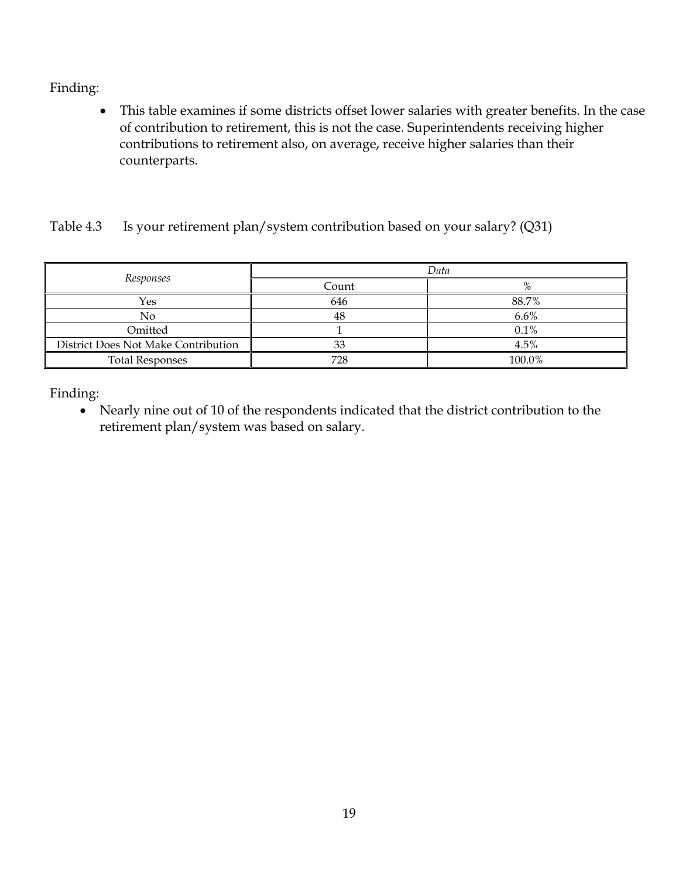Finding:

- This table examines if some districts offset lower salaries with greater benefits. In the case of contribution to retirement, this is not the case. Superintendents receiving higher contributions to retirement also, on average, receive higher salaries than their counterparts.

Table 4.3 Is your retirement plan/system contribution based on your salary? (Q31)

| *Responses* | *Data* | |
|---|---|---|
| | Count | % |
| Yes | 646 | 88.7% |
| No | 48 | 6.6% |
| Omitted | 1 | 0.1% |
| District Does Not Make Contribution | 33 | 4.5% |
| Total Responses | 728 | 100.0% |

Finding:

- Nearly nine out of 10 of the respondents indicated that the district contribution to the retirement plan/system was based on salary.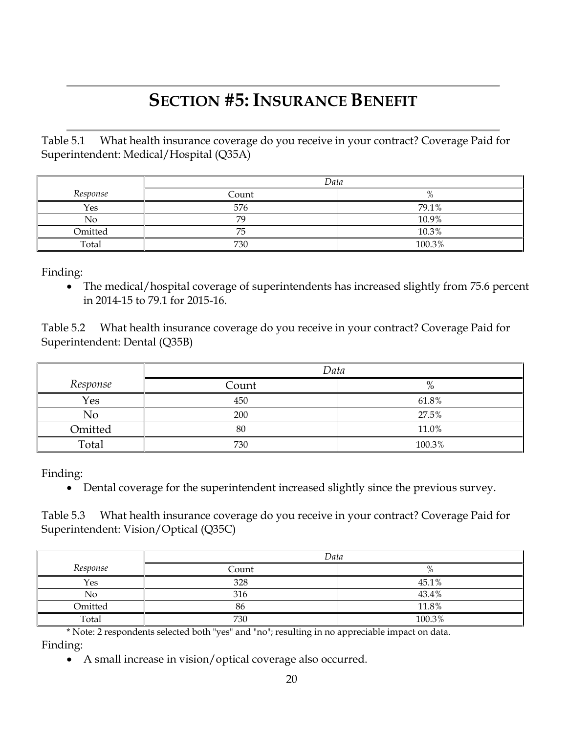# SECTION #5: INSURANCE BENEFIT

Table 5.1 What health insurance coverage do you receive in your contract? Coverage Paid for Superintendent: Medical/Hospital (Q35A)

| | *Data* | |
|---|---|---|
| *Response* | Count | % |
| Yes | 576 | 79.1% |
| No | 79 | 10.9% |
| Omitted | 75 | 10.3% |
| Total | 730 | 100.3% |

Finding:

- The medical/hospital coverage of superintendents has increased slightly from 75.6 percent in 2014-15 to 79.1 for 2015-16.

Table 5.2 What health insurance coverage do you receive in your contract? Coverage Paid for Superintendent: Dental (Q35B)

| | *Data* | |
|---|---|---|
| *Response* | Count | % |
| Yes | 450 | 61.8% |
| No | 200 | 27.5% |
| Omitted | 80 | 11.0% |
| Total | 730 | 100.3% |

Finding:

- Dental coverage for the superintendent increased slightly since the previous survey.

Table 5.3 What health insurance coverage do you receive in your contract? Coverage Paid for Superintendent: Vision/Optical (Q35C)

| | *Data* | |
|---|---|---|
| *Response* | Count | % |
| Yes | 328 | 45.1% |
| No | 316 | 43.4% |
| Omitted | 86 | 11.8% |
| Total | 730 | 100.3% |

* Note: 2 respondents selected both "yes" and "no"; resulting in no appreciable impact on data.

Finding:

- A small increase in vision/optical coverage also occurred.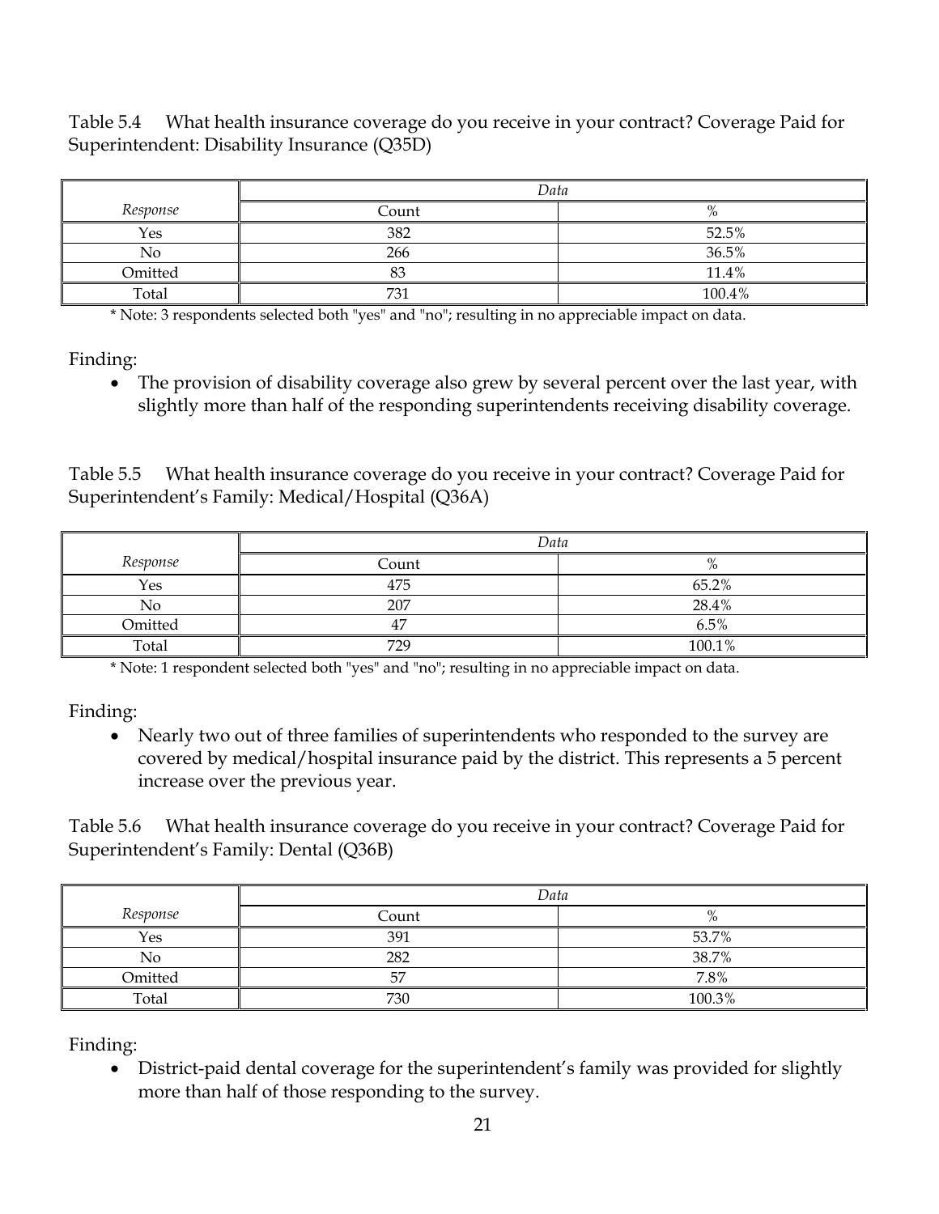Table 5.4 What health insurance coverage do you receive in your contract? Coverage Paid for Superintendent: Disability Insurance (Q35D)

| *Response* | *Data* | |
|---|---|---|
| | Count | % |
| Yes | 382 | 52.5% |
| No | 266 | 36.5% |
| Omitted | 83 | 11.4% |
| Total | 731 | 100.4% |

* Note: 3 respondents selected both "yes" and "no"; resulting in no appreciable impact on data.

Finding:

- The provision of disability coverage also grew by several percent over the last year, with slightly more than half of the responding superintendents receiving disability coverage.

Table 5.5 What health insurance coverage do you receive in your contract? Coverage Paid for Superintendent's Family: Medical/Hospital (Q36A)

| *Response* | *Data* | |
|---|---|---|
| | Count | % |
| Yes | 475 | 65.2% |
| No | 207 | 28.4% |
| Omitted | 47 | 6.5% |
| Total | 729 | 100.1% |

* Note: 1 respondent selected both "yes" and "no"; resulting in no appreciable impact on data.

Finding:

- Nearly two out of three families of superintendents who responded to the survey are covered by medical/hospital insurance paid by the district. This represents a 5 percent increase over the previous year.

Table 5.6 What health insurance coverage do you receive in your contract? Coverage Paid for Superintendent's Family: Dental (Q36B)

| *Response* | *Data* | |
|---|---|---|
| | Count | % |
| Yes | 391 | 53.7% |
| No | 282 | 38.7% |
| Omitted | 57 | 7.8% |
| Total | 730 | 100.3% |

Finding:

- District-paid dental coverage for the superintendent's family was provided for slightly more than half of those responding to the survey.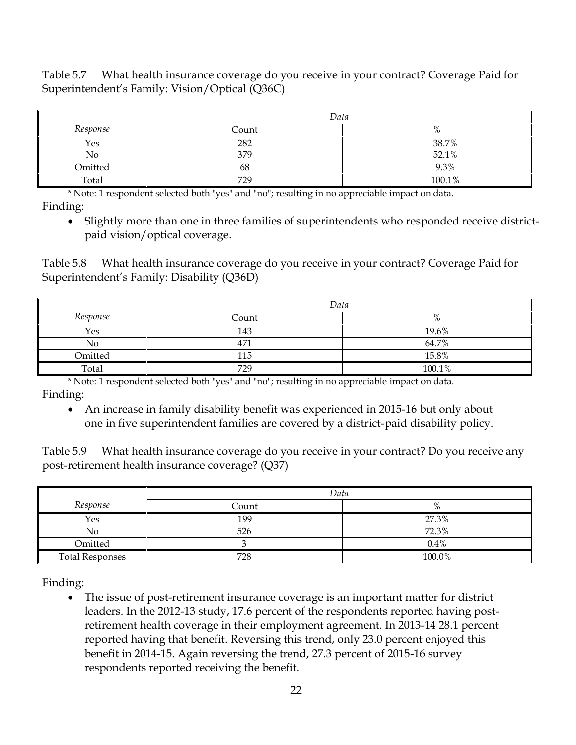Table 5.7 What health insurance coverage do you receive in your contract? Coverage Paid for Superintendent's Family: Vision/Optical (Q36C)

| | *Data* | |
|---|---|---|
| *Response* | Count | % |
| Yes | 282 | 38.7% |
| No | 379 | 52.1% |
| Omitted | 68 | 9.3% |
| Total | 729 | 100.1% |

* Note: 1 respondent selected both "yes" and "no"; resulting in no appreciable impact on data.

Finding:

- Slightly more than one in three families of superintendents who responded receive district-paid vision/optical coverage.

Table 5.8 What health insurance coverage do you receive in your contract? Coverage Paid for Superintendent's Family: Disability (Q36D)

| | *Data* | |
|---|---|---|
| *Response* | Count | % |
| Yes | 143 | 19.6% |
| No | 471 | 64.7% |
| Omitted | 115 | 15.8% |
| Total | 729 | 100.1% |

* Note: 1 respondent selected both "yes" and "no"; resulting in no appreciable impact on data.

Finding:

- An increase in family disability benefit was experienced in 2015-16 but only about one in five superintendent families are covered by a district-paid disability policy.

Table 5.9 What health insurance coverage do you receive in your contract? Do you receive any post-retirement health insurance coverage? (Q37)

| | *Data* | |
|---|---|---|
| *Response* | Count | % |
| Yes | 199 | 27.3% |
| No | 526 | 72.3% |
| Omitted | 3 | 0.4% |
| Total Responses | 728 | 100.0% |

Finding:

- The issue of post-retirement insurance coverage is an important matter for district leaders. In the 2012-13 study, 17.6 percent of the respondents reported having post-retirement health coverage in their employment agreement. In 2013-14 28.1 percent reported having that benefit. Reversing this trend, only 23.0 percent enjoyed this benefit in 2014-15. Again reversing the trend, 27.3 percent of 2015-16 survey respondents reported receiving the benefit.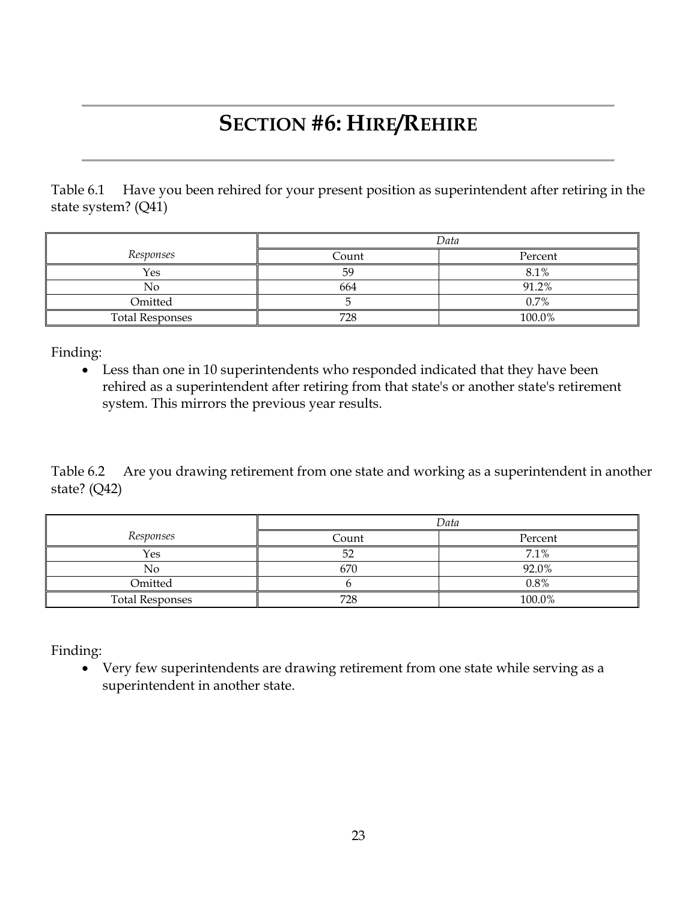# SECTION #6: HIRE/REHIRE

Table 6.1 Have you been rehired for your present position as superintendent after retiring in the state system? (Q41)

| | *Data* | |
|---|---|---|
| *Responses* | Count | Percent |
| Yes | 59 | 8.1% |
| No | 664 | 91.2% |
| Omitted | 5 | 0.7% |
| Total Responses | 728 | 100.0% |

Finding:

- Less than one in 10 superintendents who responded indicated that they have been rehired as a superintendent after retiring from that state's or another state's retirement system. This mirrors the previous year results.

Table 6.2 Are you drawing retirement from one state and working as a superintendent in another state? (Q42)

| | *Data* | |
|---|---|---|
| *Responses* | Count | Percent |
| Yes | 52 | 7.1% |
| No | 670 | 92.0% |
| Omitted | 6 | 0.8% |
| Total Responses | 728 | 100.0% |

Finding:

- Very few superintendents are drawing retirement from one state while serving as a superintendent in another state.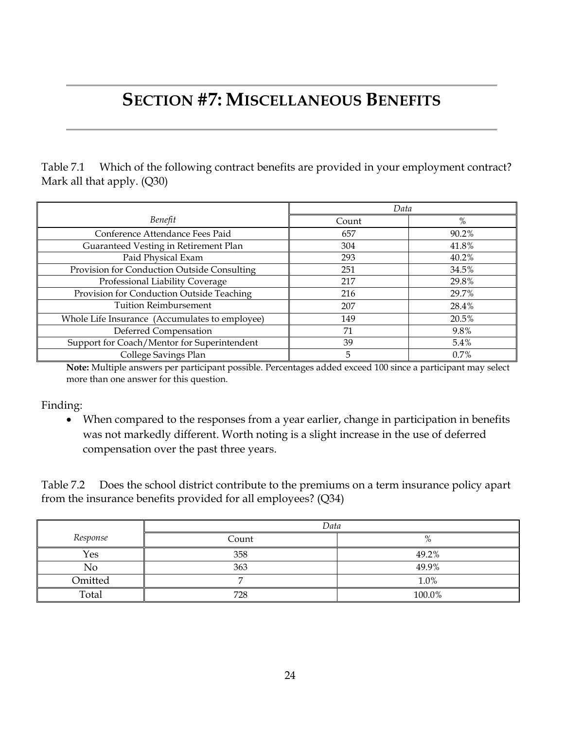# SECTION #7: MISCELLANEOUS BENEFITS

Table 7.1 Which of the following contract benefits are provided in your employment contract? Mark all that apply. (Q30)

| | *Data* | |
|---|---|---|
| *Benefit* | Count | % |
| Conference Attendance Fees Paid | 657 | 90.2% |
| Guaranteed Vesting in Retirement Plan | 304 | 41.8% |
| Paid Physical Exam | 293 | 40.2% |
| Provision for Conduction Outside Consulting | 251 | 34.5% |
| Professional Liability Coverage | 217 | 29.8% |
| Provision for Conduction Outside Teaching | 216 | 29.7% |
| Tuition Reimbursement | 207 | 28.4% |
| Whole Life Insurance (Accumulates to employee) | 149 | 20.5% |
| Deferred Compensation | 71 | 9.8% |
| Support for Coach/Mentor for Superintendent | 39 | 5.4% |
| College Savings Plan | 5 | 0.7% |

**Note:** Multiple answers per participant possible. Percentages added exceed 100 since a participant may select more than one answer for this question.

Finding:

- When compared to the responses from a year earlier, change in participation in benefits was not markedly different. Worth noting is a slight increase in the use of deferred compensation over the past three years.

Table 7.2 Does the school district contribute to the premiums on a term insurance policy apart from the insurance benefits provided for all employees? (Q34)

| | *Data* | |
|---|---|---|
| *Response* | Count | % |
| Yes | 358 | 49.2% |
| No | 363 | 49.9% |
| Omitted | 7 | 1.0% |
| Total | 728 | 100.0% |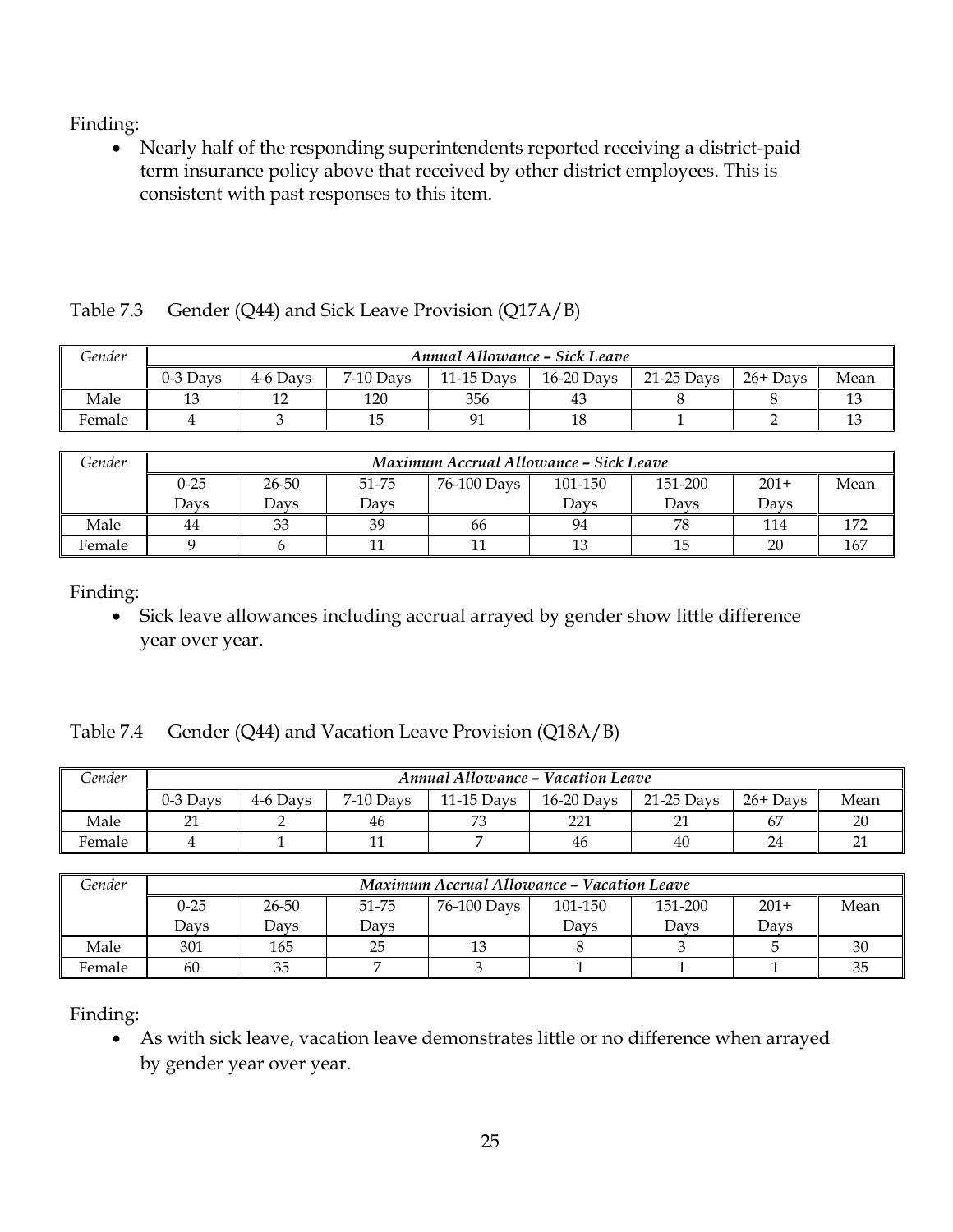Finding:

- Nearly half of the responding superintendents reported receiving a district-paid term insurance policy above that received by other district employees. This is consistent with past responses to this item.

Table 7.3 Gender (Q44) and Sick Leave Provision (Q17A/B)

| *Gender* | ***Annual Allowance – Sick Leave*** | | | | | | | |
|---|---|---|---|---|---|---|---|---|
| | 0-3 Days | 4-6 Days | 7-10 Days | 11-15 Days | 16-20 Days | 21-25 Days | 26+ Days | Mean |
| Male | 13 | 12 | 120 | 356 | 43 | 8 | 8 | 13 |
| Female | 4 | 3 | 15 | 91 | 18 | 1 | 2 | 13 |

| *Gender* | ***Maximum Accrual Allowance – Sick Leave*** | | | | | | | |
|---|---|---|---|---|---|---|---|---|
| | 0-25 Days | 26-50 Days | 51-75 Days | 76-100 Days | 101-150 Days | 151-200 Days | 201+ Days | Mean |
| Male | 44 | 33 | 39 | 66 | 94 | 78 | 114 | 172 |
| Female | 9 | 6 | 11 | 11 | 13 | 15 | 20 | 167 |

Finding:

- Sick leave allowances including accrual arrayed by gender show little difference year over year.

Table 7.4 Gender (Q44) and Vacation Leave Provision (Q18A/B)

| *Gender* | ***Annual Allowance – Vacation Leave*** | | | | | | | |
|---|---|---|---|---|---|---|---|---|
| | 0-3 Days | 4-6 Days | 7-10 Days | 11-15 Days | 16-20 Days | 21-25 Days | 26+ Days | Mean |
| Male | 21 | 2 | 46 | 73 | 221 | 21 | 67 | 20 |
| Female | 4 | 1 | 11 | 7 | 46 | 40 | 24 | 21 |

| *Gender* | ***Maximum Accrual Allowance – Vacation Leave*** | | | | | | | |
|---|---|---|---|---|---|---|---|---|
| | 0-25 Days | 26-50 Days | 51-75 Days | 76-100 Days | 101-150 Days | 151-200 Days | 201+ Days | Mean |
| Male | 301 | 165 | 25 | 13 | 8 | 3 | 5 | 30 |
| Female | 60 | 35 | 7 | 3 | 1 | 1 | 1 | 35 |

Finding:

- As with sick leave, vacation leave demonstrates little or no difference when arrayed by gender year over year.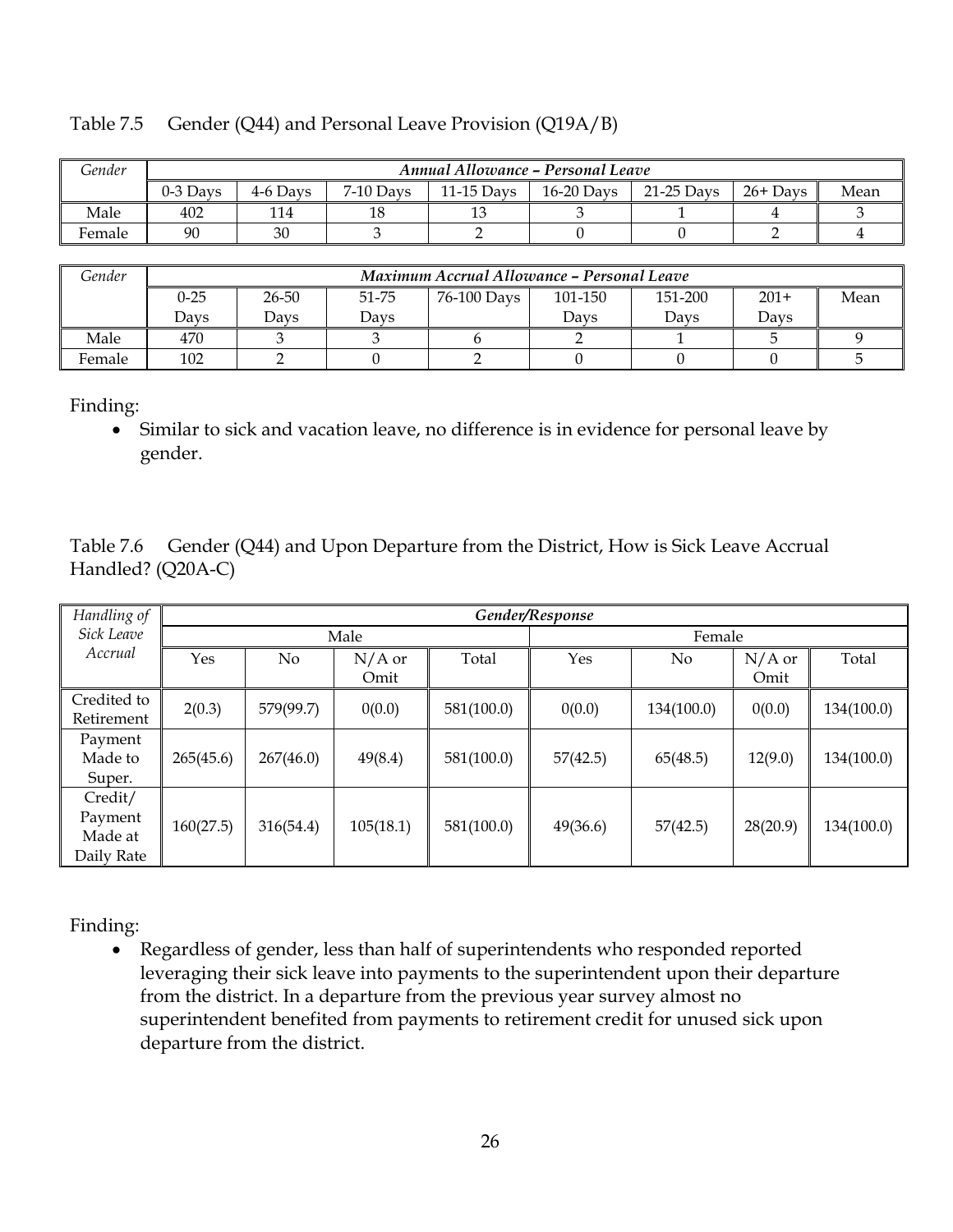Table 7.5 Gender (Q44) and Personal Leave Provision (Q19A/B)

| Gender | Annual Allowance – Personal Leave | | | | | | | |
|---|---|---|---|---|---|---|---|---|
| | 0-3 Days | 4-6 Days | 7-10 Days | 11-15 Days | 16-20 Days | 21-25 Days | 26+ Days | Mean |
| Male | 402 | 114 | 18 | 13 | 3 | 1 | 4 | 3 |
| Female | 90 | 30 | 3 | 2 | 0 | 0 | 2 | 4 |

| Gender | Maximum Accrual Allowance – Personal Leave | | | | | | | |
|---|---|---|---|---|---|---|---|---|
| | 0-25 Days | 26-50 Days | 51-75 Days | 76-100 Days | 101-150 Days | 151-200 Days | 201+ Days | Mean |
| Male | 470 | 3 | 3 | 6 | 2 | 1 | 5 | 9 |
| Female | 102 | 2 | 0 | 2 | 0 | 0 | 0 | 5 |

Finding:

- Similar to sick and vacation leave, no difference is in evidence for personal leave by gender.

Table 7.6 Gender (Q44) and Upon Departure from the District, How is Sick Leave Accrual Handled? (Q20A-C)

| Handling of Sick Leave Accrual | Gender/Response | | | | | | | |
|---|---|---|---|---|---|---|---|---|
| | Male | | | | Female | | | |
| | Yes | No | N/A or Omit | Total | Yes | No | N/A or Omit | Total |
| Credited to Retirement | 2(0.3) | 579(99.7) | 0(0.0) | 581(100.0) | 0(0.0) | 134(100.0) | 0(0.0) | 134(100.0) |
| Payment Made to Super. | 265(45.6) | 267(46.0) | 49(8.4) | 581(100.0) | 57(42.5) | 65(48.5) | 12(9.0) | 134(100.0) |
| Credit/ Payment Made at Daily Rate | 160(27.5) | 316(54.4) | 105(18.1) | 581(100.0) | 49(36.6) | 57(42.5) | 28(20.9) | 134(100.0) |

Finding:

- Regardless of gender, less than half of superintendents who responded reported leveraging their sick leave into payments to the superintendent upon their departure from the district. In a departure from the previous year survey almost no superintendent benefited from payments to retirement credit for unused sick upon departure from the district.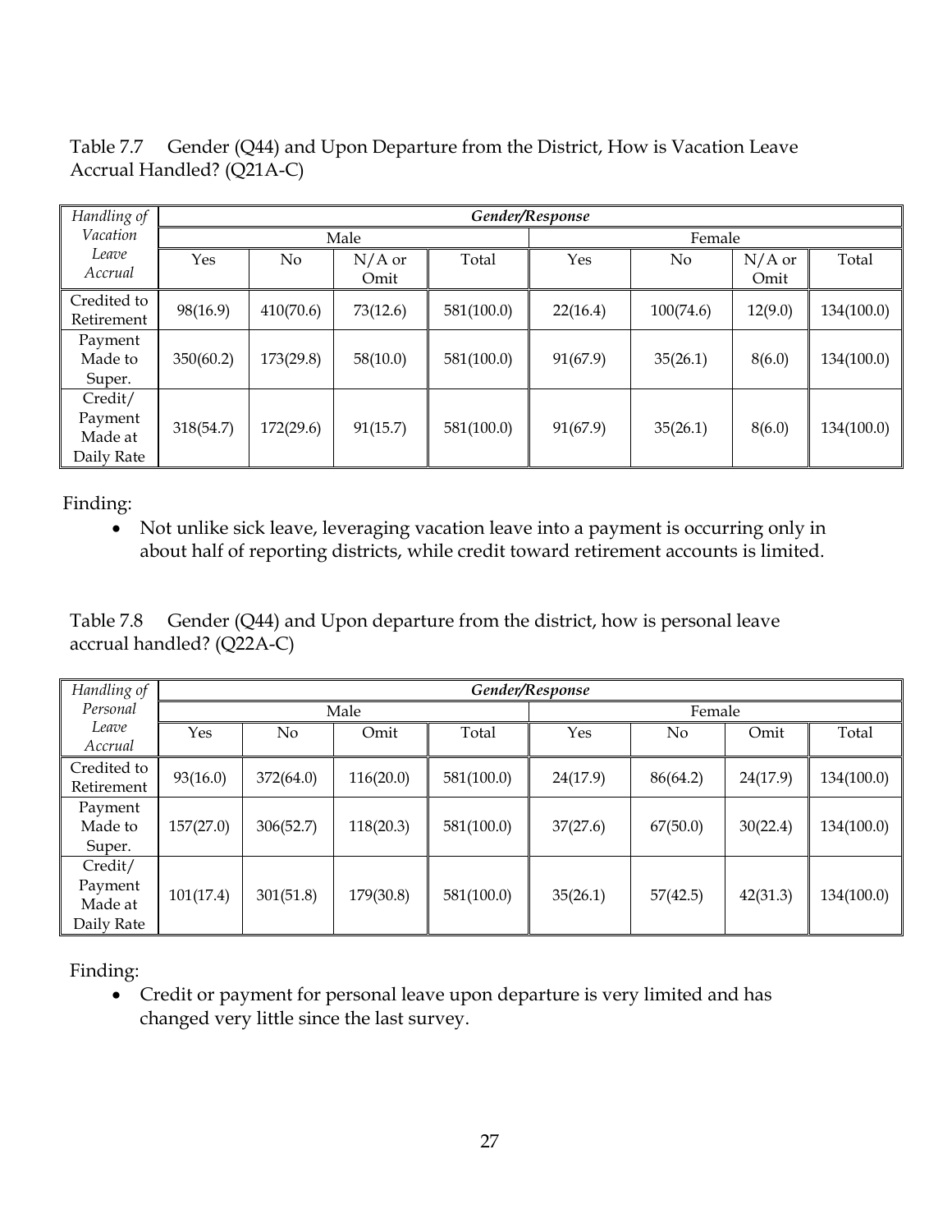Table 7.7 Gender (Q44) and Upon Departure from the District, How is Vacation Leave Accrual Handled? (Q21A-C)

| *Handling of Vacation Leave Accrual* | ***Gender/Response*** | | | | | | | |
|---|---|---|---|---|---|---|---|---|
| | Male | | | | Female | | | |
| | Yes | No | N/A or Omit | Total | Yes | No | N/A or Omit | Total |
| Credited to Retirement | 98(16.9) | 410(70.6) | 73(12.6) | 581(100.0) | 22(16.4) | 100(74.6) | 12(9.0) | 134(100.0) |
| Payment Made to Super. | 350(60.2) | 173(29.8) | 58(10.0) | 581(100.0) | 91(67.9) | 35(26.1) | 8(6.0) | 134(100.0) |
| Credit/ Payment Made at Daily Rate | 318(54.7) | 172(29.6) | 91(15.7) | 581(100.0) | 91(67.9) | 35(26.1) | 8(6.0) | 134(100.0) |

Finding:

- Not unlike sick leave, leveraging vacation leave into a payment is occurring only in about half of reporting districts, while credit toward retirement accounts is limited.

Table 7.8 Gender (Q44) and Upon departure from the district, how is personal leave accrual handled? (Q22A-C)

| *Handling of Personal Leave Accrual* | ***Gender/Response*** | | | | | | | |
|---|---|---|---|---|---|---|---|---|
| | Male | | | | Female | | | |
| | Yes | No | Omit | Total | Yes | No | Omit | Total |
| Credited to Retirement | 93(16.0) | 372(64.0) | 116(20.0) | 581(100.0) | 24(17.9) | 86(64.2) | 24(17.9) | 134(100.0) |
| Payment Made to Super. | 157(27.0) | 306(52.7) | 118(20.3) | 581(100.0) | 37(27.6) | 67(50.0) | 30(22.4) | 134(100.0) |
| Credit/ Payment Made at Daily Rate | 101(17.4) | 301(51.8) | 179(30.8) | 581(100.0) | 35(26.1) | 57(42.5) | 42(31.3) | 134(100.0) |

Finding:

- Credit or payment for personal leave upon departure is very limited and has changed very little since the last survey.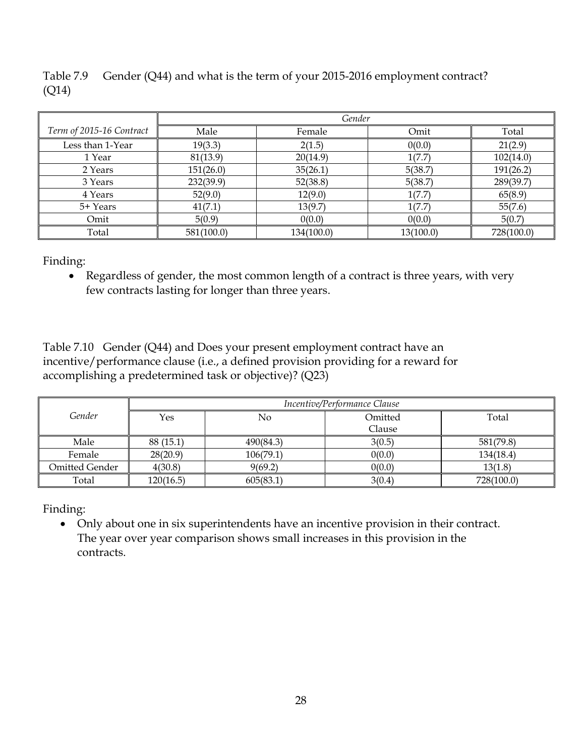Table 7.9 Gender (Q44) and what is the term of your 2015-2016 employment contract? (Q14)

| | *Gender* | | | |
|---|---|---|---|---|
| *Term of 2015-16 Contract* | Male | Female | Omit | Total |
| Less than 1-Year | 19(3.3) | 2(1.5) | 0(0.0) | 21(2.9) |
| 1 Year | 81(13.9) | 20(14.9) | 1(7.7) | 102(14.0) |
| 2 Years | 151(26.0) | 35(26.1) | 5(38.7) | 191(26.2) |
| 3 Years | 232(39.9) | 52(38.8) | 5(38.7) | 289(39.7) |
| 4 Years | 52(9.0) | 12(9.0) | 1(7.7) | 65(8.9) |
| 5+ Years | 41(7.1) | 13(9.7) | 1(7.7) | 55(7.6) |
| Omit | 5(0.9) | 0(0.0) | 0(0.0) | 5(0.7) |
| Total | 581(100.0) | 134(100.0) | 13(100.0) | 728(100.0) |

Finding:

- Regardless of gender, the most common length of a contract is three years, with very few contracts lasting for longer than three years.

Table 7.10 Gender (Q44) and Does your present employment contract have an incentive/performance clause (i.e., a defined provision providing for a reward for accomplishing a predetermined task or objective)? (Q23)

| *Gender* | *Incentive/Performance Clause* | | | |
|---|---|---|---|---|
| | Yes | No | Omitted Clause | Total |
| Male | 88 (15.1) | 490(84.3) | 3(0.5) | 581(79.8) |
| Female | 28(20.9) | 106(79.1) | 0(0.0) | 134(18.4) |
| Omitted Gender | 4(30.8) | 9(69.2) | 0(0.0) | 13(1.8) |
| Total | 120(16.5) | 605(83.1) | 3(0.4) | 728(100.0) |

Finding:

- Only about one in six superintendents have an incentive provision in their contract. The year over year comparison shows small increases in this provision in the contracts.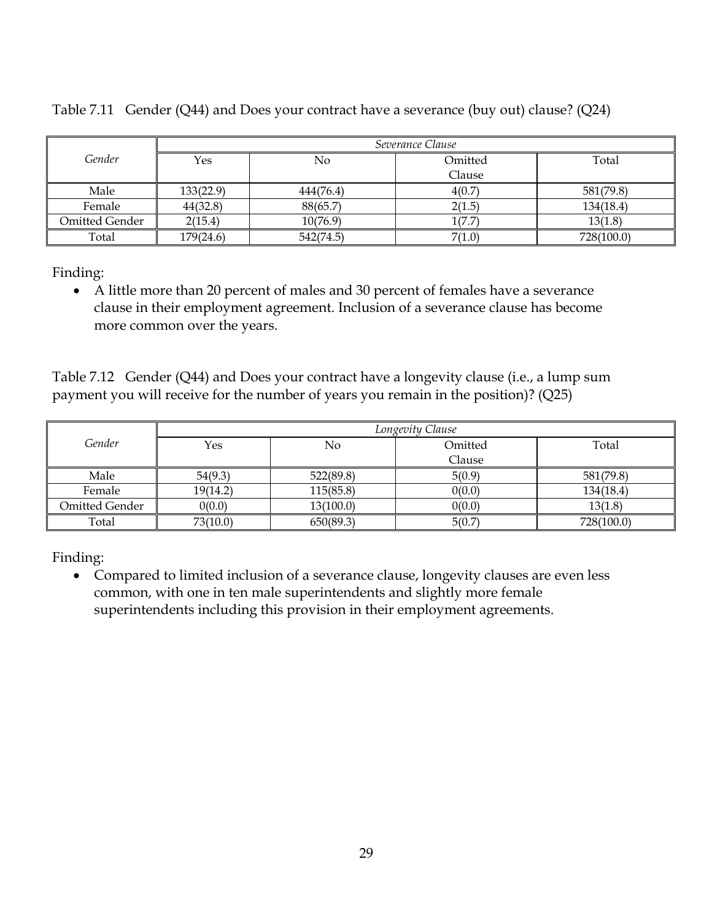Table 7.11 Gender (Q44) and Does your contract have a severance (buy out) clause? (Q24)

| *Gender* | *Severance Clause* | | | |
|---|---|---|---|---|
| | Yes | No | Omitted Clause | Total |
| Male | 133(22.9) | 444(76.4) | 4(0.7) | 581(79.8) |
| Female | 44(32.8) | 88(65.7) | 2(1.5) | 134(18.4) |
| Omitted Gender | 2(15.4) | 10(76.9) | 1(7.7) | 13(1.8) |
| Total | 179(24.6) | 542(74.5) | 7(1.0) | 728(100.0) |

Finding:

- A little more than 20 percent of males and 30 percent of females have a severance clause in their employment agreement. Inclusion of a severance clause has become more common over the years.

Table 7.12 Gender (Q44) and Does your contract have a longevity clause (i.e., a lump sum payment you will receive for the number of years you remain in the position)? (Q25)

| *Gender* | *Longevity Clause* | | | |
|---|---|---|---|---|
| | Yes | No | Omitted Clause | Total |
| Male | 54(9.3) | 522(89.8) | 5(0.9) | 581(79.8) |
| Female | 19(14.2) | 115(85.8) | 0(0.0) | 134(18.4) |
| Omitted Gender | 0(0.0) | 13(100.0) | 0(0.0) | 13(1.8) |
| Total | 73(10.0) | 650(89.3) | 5(0.7) | 728(100.0) |

Finding:

- Compared to limited inclusion of a severance clause, longevity clauses are even less common, with one in ten male superintendents and slightly more female superintendents including this provision in their employment agreements.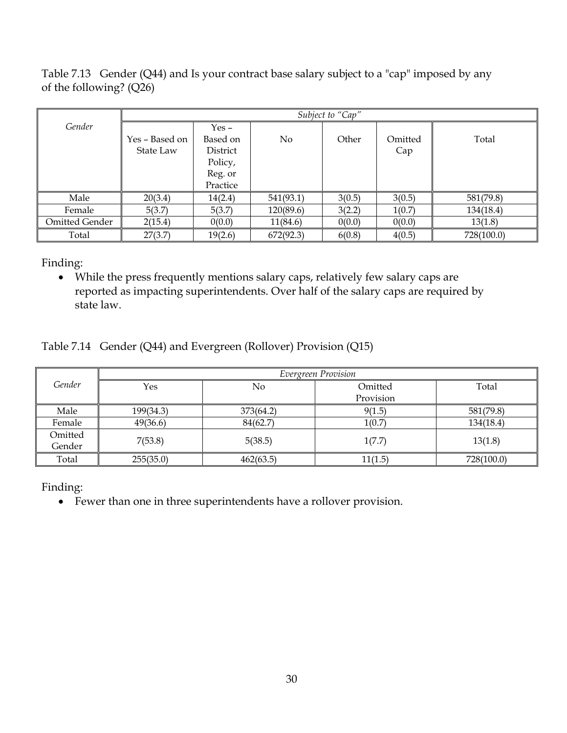Table 7.13 Gender (Q44) and Is your contract base salary subject to a "cap" imposed by any of the following? (Q26)

| *Gender* | *Subject to "Cap"* | | | | | |
|---|---|---|---|---|---|---|
| | Yes – Based on State Law | Yes – Based on District Policy, Reg. or Practice | No | Other | Omitted Cap | Total |
| Male | 20(3.4) | 14(2.4) | 541(93.1) | 3(0.5) | 3(0.5) | 581(79.8) |
| Female | 5(3.7) | 5(3.7) | 120(89.6) | 3(2.2) | 1(0.7) | 134(18.4) |
| Omitted Gender | 2(15.4) | 0(0.0) | 11(84.6) | 0(0.0) | 0(0.0) | 13(1.8) |
| Total | 27(3.7) | 19(2.6) | 672(92.3) | 6(0.8) | 4(0.5) | 728(100.0) |

Finding:

- While the press frequently mentions salary caps, relatively few salary caps are reported as impacting superintendents. Over half of the salary caps are required by state law.

Table 7.14 Gender (Q44) and Evergreen (Rollover) Provision (Q15)

| *Gender* | *Evergreen Provision* | | | |
|---|---|---|---|---|
| | Yes | No | Omitted Provision | Total |
| Male | 199(34.3) | 373(64.2) | 9(1.5) | 581(79.8) |
| Female | 49(36.6) | 84(62.7) | 1(0.7) | 134(18.4) |
| Omitted Gender | 7(53.8) | 5(38.5) | 1(7.7) | 13(1.8) |
| Total | 255(35.0) | 462(63.5) | 11(1.5) | 728(100.0) |

Finding:

- Fewer than one in three superintendents have a rollover provision.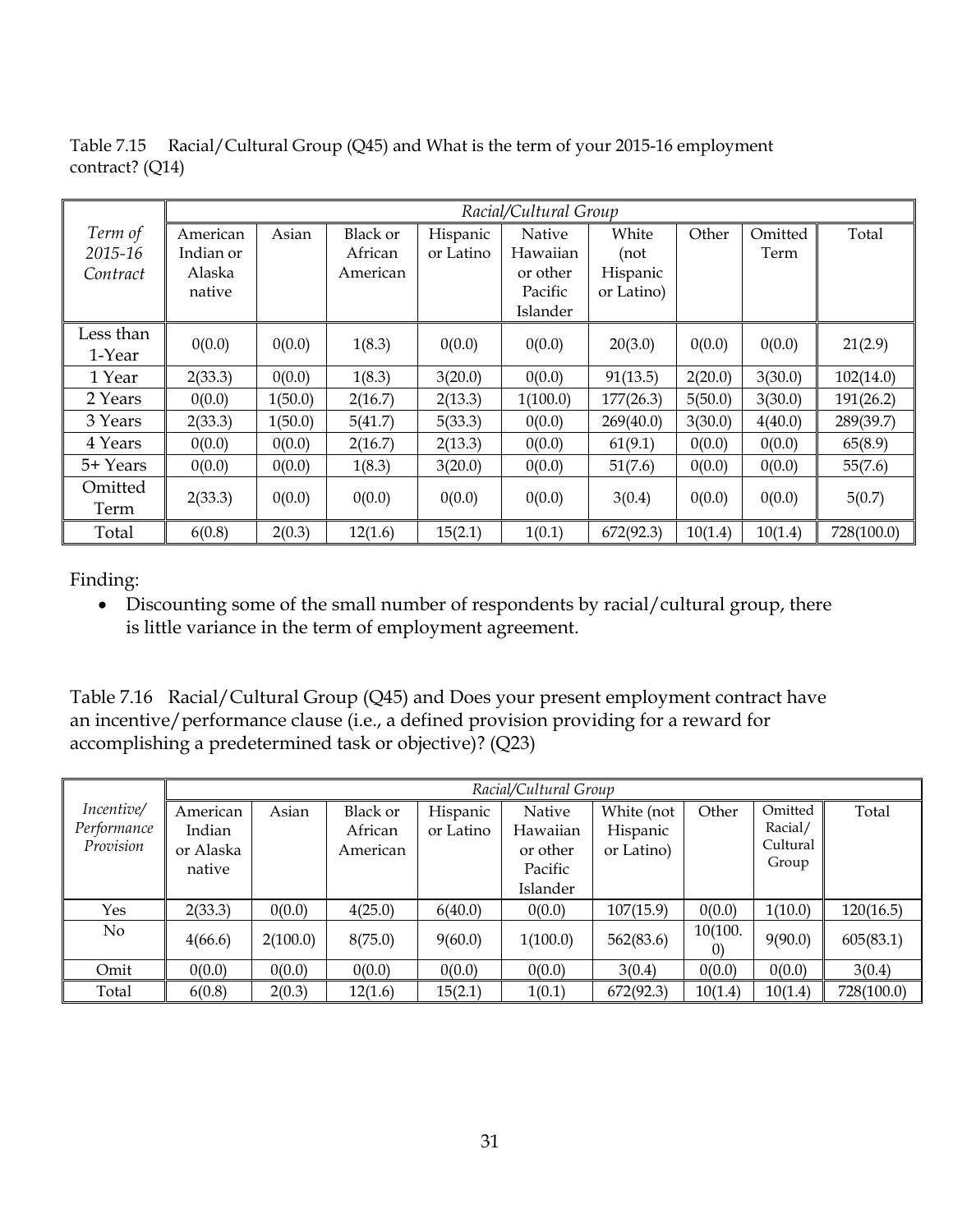Table 7.15 Racial/Cultural Group (Q45) and What is the term of your 2015-16 employment contract? (Q14)

| | *Racial/Cultural Group* | | | | | | | | |
|---|---|---|---|---|---|---|---|---|---|
| *Term of 2015-16 Contract* | American Indian or Alaska native | Asian | Black or African American | Hispanic or Latino | Native Hawaiian or other Pacific Islander | White (not Hispanic or Latino) | Other | Omitted Term | Total |
| Less than 1-Year | 0(0.0) | 0(0.0) | 1(8.3) | 0(0.0) | 0(0.0) | 20(3.0) | 0(0.0) | 0(0.0) | 21(2.9) |
| 1 Year | 2(33.3) | 0(0.0) | 1(8.3) | 3(20.0) | 0(0.0) | 91(13.5) | 2(20.0) | 3(30.0) | 102(14.0) |
| 2 Years | 0(0.0) | 1(50.0) | 2(16.7) | 2(13.3) | 1(100.0) | 177(26.3) | 5(50.0) | 3(30.0) | 191(26.2) |
| 3 Years | 2(33.3) | 1(50.0) | 5(41.7) | 5(33.3) | 0(0.0) | 269(40.0) | 3(30.0) | 4(40.0) | 289(39.7) |
| 4 Years | 0(0.0) | 0(0.0) | 2(16.7) | 2(13.3) | 0(0.0) | 61(9.1) | 0(0.0) | 0(0.0) | 65(8.9) |
| 5+ Years | 0(0.0) | 0(0.0) | 1(8.3) | 3(20.0) | 0(0.0) | 51(7.6) | 0(0.0) | 0(0.0) | 55(7.6) |
| Omitted Term | 2(33.3) | 0(0.0) | 0(0.0) | 0(0.0) | 0(0.0) | 3(0.4) | 0(0.0) | 0(0.0) | 5(0.7) |
| Total | 6(0.8) | 2(0.3) | 12(1.6) | 15(2.1) | 1(0.1) | 672(92.3) | 10(1.4) | 10(1.4) | 728(100.0) |

Finding:

- Discounting some of the small number of respondents by racial/cultural group, there is little variance in the term of employment agreement.

Table 7.16 Racial/Cultural Group (Q45) and Does your present employment contract have an incentive/performance clause (i.e., a defined provision providing for a reward for accomplishing a predetermined task or objective)? (Q23)

| | *Racial/Cultural Group* | | | | | | | | |
|---|---|---|---|---|---|---|---|---|---|
| *Incentive/ Performance Provision* | American Indian or Alaska native | Asian | Black or African American | Hispanic or Latino | Native Hawaiian or other Pacific Islander | White (not Hispanic or Latino) | Other | Omitted Racial/ Cultural Group | Total |
| Yes | 2(33.3) | 0(0.0) | 4(25.0) | 6(40.0) | 0(0.0) | 107(15.9) | 0(0.0) | 1(10.0) | 120(16.5) |
| No | 4(66.6) | 2(100.0) | 8(75.0) | 9(60.0) | 1(100.0) | 562(83.6) | 10(100.0) | 9(90.0) | 605(83.1) |
| Omit | 0(0.0) | 0(0.0) | 0(0.0) | 0(0.0) | 0(0.0) | 3(0.4) | 0(0.0) | 0(0.0) | 3(0.4) |
| Total | 6(0.8) | 2(0.3) | 12(1.6) | 15(2.1) | 1(0.1) | 672(92.3) | 10(1.4) | 10(1.4) | 728(100.0) |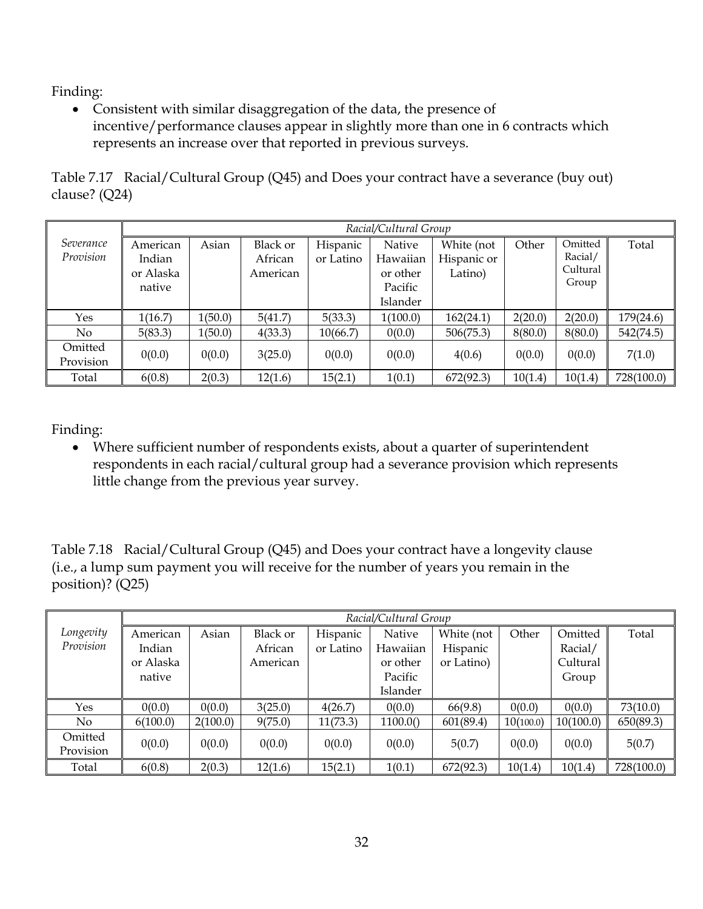Finding:

- Consistent with similar disaggregation of the data, the presence of incentive/performance clauses appear in slightly more than one in 6 contracts which represents an increase over that reported in previous surveys.

Table 7.17 Racial/Cultural Group (Q45) and Does your contract have a severance (buy out) clause? (Q24)

| | *Racial/Cultural Group* | | | | | | | | |
|---|---|---|---|---|---|---|---|---|---|
| *Severance Provision* | American Indian or Alaska native | Asian | Black or African American | Hispanic or Latino | Native Hawaiian or other Pacific Islander | White (not Hispanic or Latino) | Other | Omitted Racial/ Cultural Group | Total |
| Yes | 1(16.7) | 1(50.0) | 5(41.7) | 5(33.3) | 1(100.0) | 162(24.1) | 2(20.0) | 2(20.0) | 179(24.6) |
| No | 5(83.3) | 1(50.0) | 4(33.3) | 10(66.7) | 0(0.0) | 506(75.3) | 8(80.0) | 8(80.0) | 542(74.5) |
| Omitted Provision | 0(0.0) | 0(0.0) | 3(25.0) | 0(0.0) | 0(0.0) | 4(0.6) | 0(0.0) | 0(0.0) | 7(1.0) |
| Total | 6(0.8) | 2(0.3) | 12(1.6) | 15(2.1) | 1(0.1) | 672(92.3) | 10(1.4) | 10(1.4) | 728(100.0) |

Finding:

- Where sufficient number of respondents exists, about a quarter of superintendent respondents in each racial/cultural group had a severance provision which represents little change from the previous year survey.

Table 7.18 Racial/Cultural Group (Q45) and Does your contract have a longevity clause (i.e., a lump sum payment you will receive for the number of years you remain in the position)? (Q25)

| | *Racial/Cultural Group* | | | | | | | | |
|---|---|---|---|---|---|---|---|---|---|
| *Longevity Provision* | American Indian or Alaska native | Asian | Black or African American | Hispanic or Latino | Native Hawaiian or other Pacific Islander | White (not Hispanic or Latino) | Other | Omitted Racial/ Cultural Group | Total |
| Yes | 0(0.0) | 0(0.0) | 3(25.0) | 4(26.7) | 0(0.0) | 66(9.8) | 0(0.0) | 0(0.0) | 73(10.0) |
| No | 6(100.0) | 2(100.0) | 9(75.0) | 11(73.3) | 1100.0() | 601(89.4) | 10(100.0) | 10(100.0) | 650(89.3) |
| Omitted Provision | 0(0.0) | 0(0.0) | 0(0.0) | 0(0.0) | 0(0.0) | 5(0.7) | 0(0.0) | 0(0.0) | 5(0.7) |
| Total | 6(0.8) | 2(0.3) | 12(1.6) | 15(2.1) | 1(0.1) | 672(92.3) | 10(1.4) | 10(1.4) | 728(100.0) |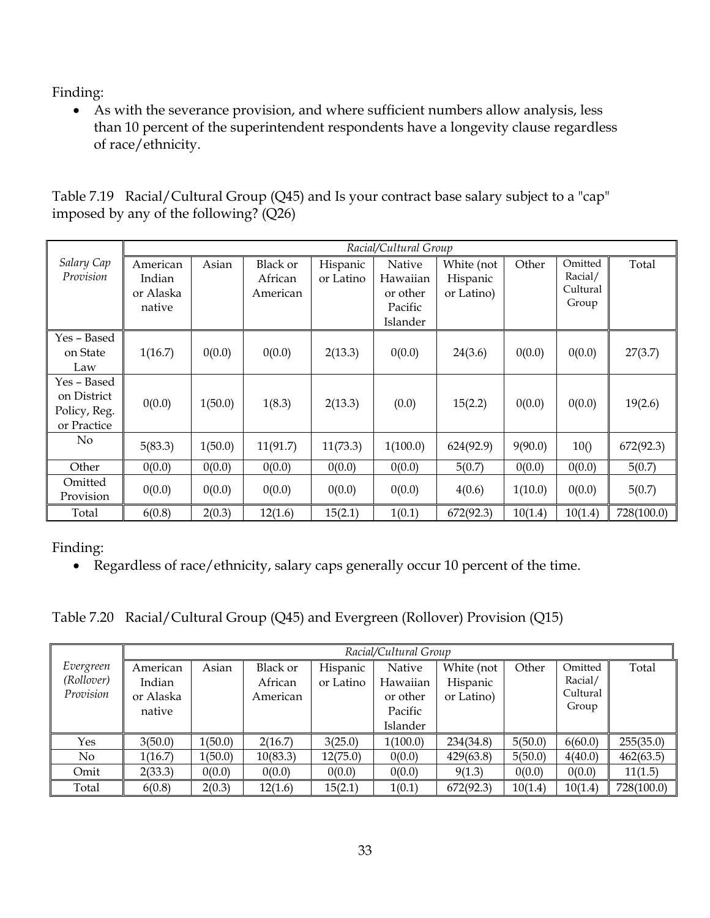Finding:

- As with the severance provision, and where sufficient numbers allow analysis, less than 10 percent of the superintendent respondents have a longevity clause regardless of race/ethnicity.

Table 7.19 Racial/Cultural Group (Q45) and Is your contract base salary subject to a "cap" imposed by any of the following? (Q26)

| | *Racial/Cultural Group* | | | | | | | | |
|---|---|---|---|---|---|---|---|---|---|
| *Salary Cap Provision* | American Indian or Alaska native | Asian | Black or African American | Hispanic or Latino | Native Hawaiian or other Pacific Islander | White (not Hispanic or Latino) | Other | Omitted Racial/ Cultural Group | Total |
| Yes – Based on State Law | 1(16.7) | 0(0.0) | 0(0.0) | 2(13.3) | 0(0.0) | 24(3.6) | 0(0.0) | 0(0.0) | 27(3.7) |
| Yes – Based on District Policy, Reg. or Practice | 0(0.0) | 1(50.0) | 1(8.3) | 2(13.3) | (0.0) | 15(2.2) | 0(0.0) | 0(0.0) | 19(2.6) |
| No | 5(83.3) | 1(50.0) | 11(91.7) | 11(73.3) | 1(100.0) | 624(92.9) | 9(90.0) | 10() | 672(92.3) |
| Other | 0(0.0) | 0(0.0) | 0(0.0) | 0(0.0) | 0(0.0) | 5(0.7) | 0(0.0) | 0(0.0) | 5(0.7) |
| Omitted Provision | 0(0.0) | 0(0.0) | 0(0.0) | 0(0.0) | 0(0.0) | 4(0.6) | 1(10.0) | 0(0.0) | 5(0.7) |
| Total | 6(0.8) | 2(0.3) | 12(1.6) | 15(2.1) | 1(0.1) | 672(92.3) | 10(1.4) | 10(1.4) | 728(100.0) |

Finding:

- Regardless of race/ethnicity, salary caps generally occur 10 percent of the time.

Table 7.20 Racial/Cultural Group (Q45) and Evergreen (Rollover) Provision (Q15)

| | *Racial/Cultural Group* | | | | | | | | |
|---|---|---|---|---|---|---|---|---|---|
| *Evergreen (Rollover) Provision* | American Indian or Alaska native | Asian | Black or African American | Hispanic or Latino | Native Hawaiian or other Pacific Islander | White (not Hispanic or Latino) | Other | Omitted Racial/ Cultural Group | Total |
| Yes | 3(50.0) | 1(50.0) | 2(16.7) | 3(25.0) | 1(100.0) | 234(34.8) | 5(50.0) | 6(60.0) | 255(35.0) |
| No | 1(16.7) | 1(50.0) | 10(83.3) | 12(75.0) | 0(0.0) | 429(63.8) | 5(50.0) | 4(40.0) | 462(63.5) |
| Omit | 2(33.3) | 0(0.0) | 0(0.0) | 0(0.0) | 0(0.0) | 9(1.3) | 0(0.0) | 0(0.0) | 11(1.5) |
| Total | 6(0.8) | 2(0.3) | 12(1.6) | 15(2.1) | 1(0.1) | 672(92.3) | 10(1.4) | 10(1.4) | 728(100.0) |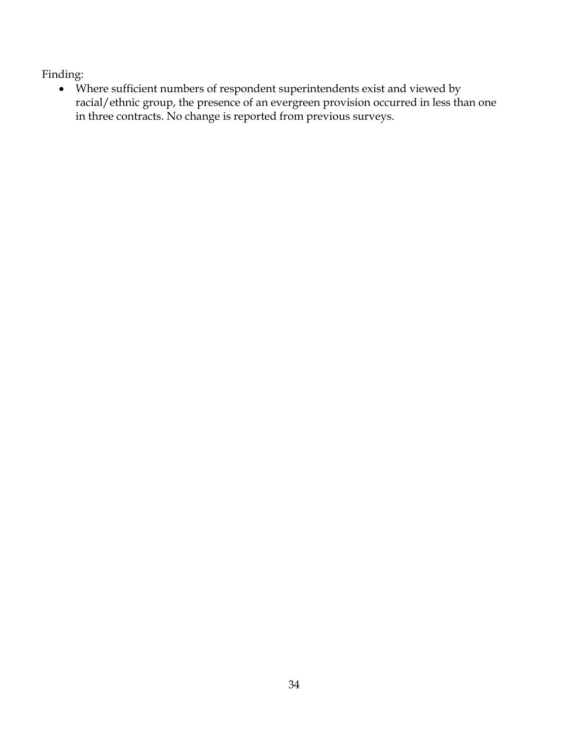Finding:

- Where sufficient numbers of respondent superintendents exist and viewed by racial/ethnic group, the presence of an evergreen provision occurred in less than one in three contracts. No change is reported from previous surveys.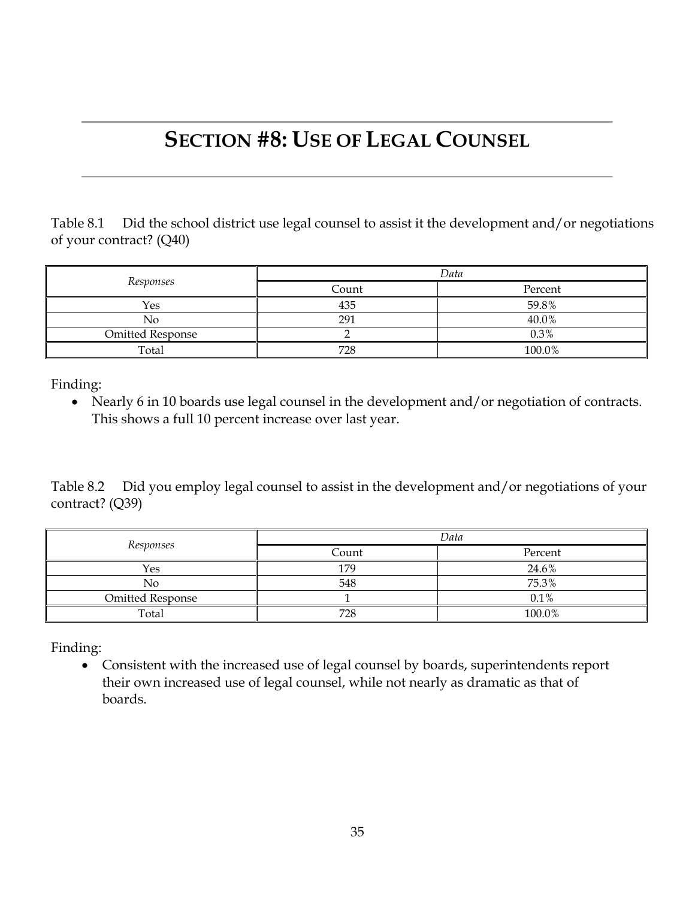# SECTION #8: USE OF LEGAL COUNSEL

Table 8.1 Did the school district use legal counsel to assist it the development and/or negotiations of your contract? (Q40)

| *Responses* | *Data* | |
|---|---|---|
| | Count | Percent |
| Yes | 435 | 59.8% |
| No | 291 | 40.0% |
| Omitted Response | 2 | 0.3% |
| Total | 728 | 100.0% |

Finding:

- Nearly 6 in 10 boards use legal counsel in the development and/or negotiation of contracts. This shows a full 10 percent increase over last year.

Table 8.2 Did you employ legal counsel to assist in the development and/or negotiations of your contract? (Q39)

| *Responses* | *Data* | |
|---|---|---|
| | Count | Percent |
| Yes | 179 | 24.6% |
| No | 548 | 75.3% |
| Omitted Response | 1 | 0.1% |
| Total | 728 | 100.0% |

Finding:

- Consistent with the increased use of legal counsel by boards, superintendents report their own increased use of legal counsel, while not nearly as dramatic as that of boards.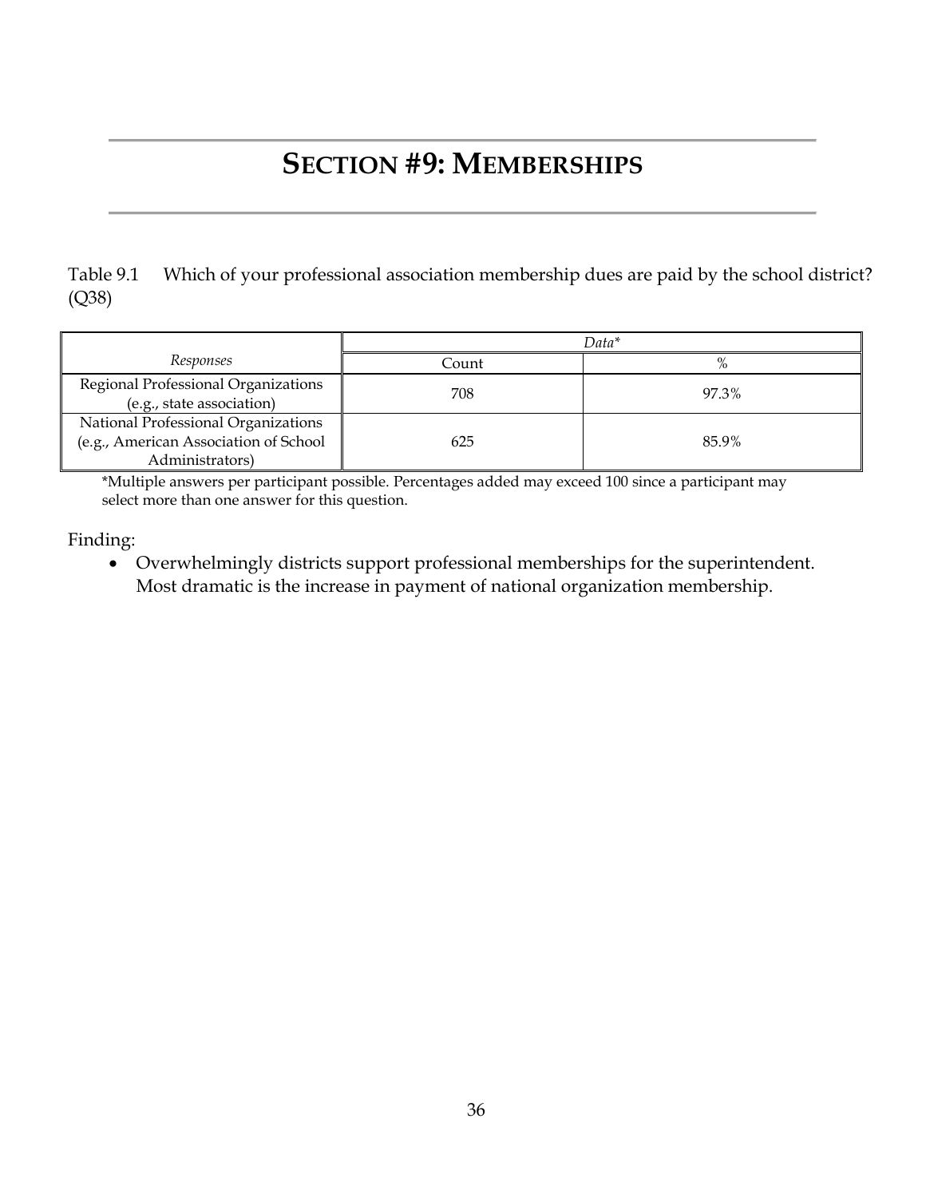# SECTION #9: MEMBERSHIPS

Table 9.1 Which of your professional association membership dues are paid by the school district? (Q38)

| *Responses* | *Data** | |
|---|---|---|
| | Count | % |
| Regional Professional Organizations (e.g., state association) | 708 | 97.3% |
| National Professional Organizations (e.g., American Association of School Administrators) | 625 | 85.9% |

*Multiple answers per participant possible. Percentages added may exceed 100 since a participant may select more than one answer for this question.

Finding:

- Overwhelmingly districts support professional memberships for the superintendent. Most dramatic is the increase in payment of national organization membership.